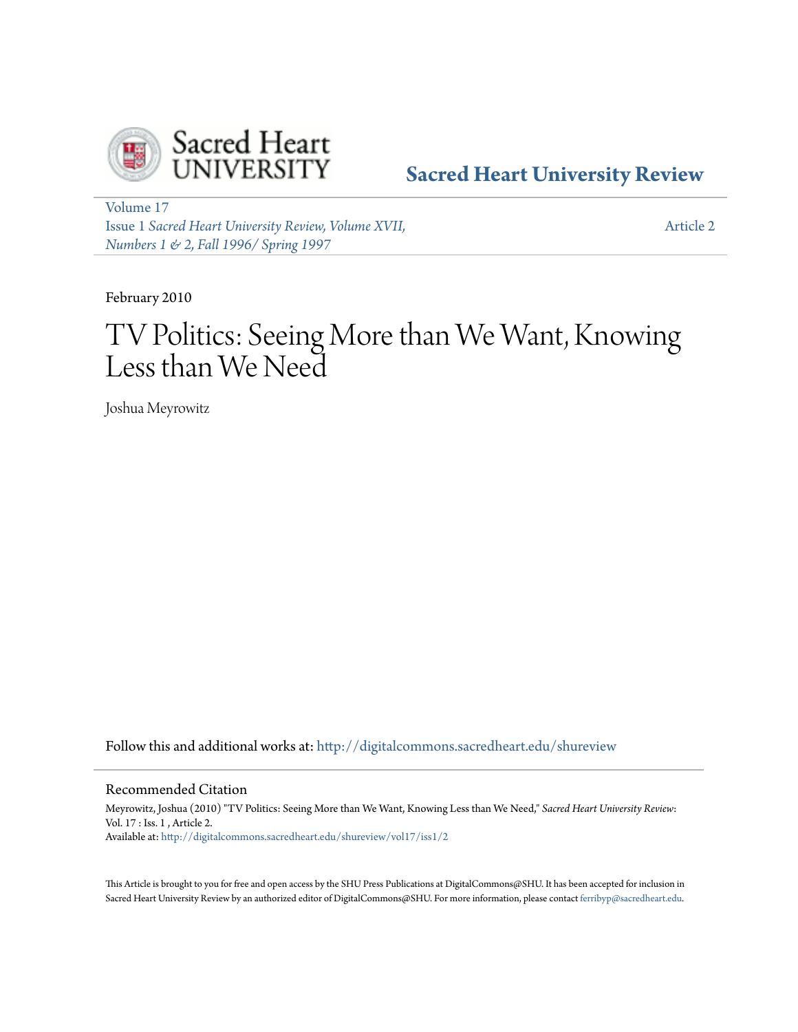Sacred Heart UNIVERSITY

**Sacred Heart University Review**

Volume 17
Issue 1 *Sacred Heart University Review, Volume XVII, Numbers 1 & 2, Fall 1996/ Spring 1997*

Article 2

February 2010

# TV Politics: Seeing More than We Want, Knowing Less than We Need

Joshua Meyrowitz

Follow this and additional works at: http://digitalcommons.sacredheart.edu/shureview

## Recommended Citation

Meyrowitz, Joshua (2010) "TV Politics: Seeing More than We Want, Knowing Less than We Need," *Sacred Heart University Review*: Vol. 17 : Iss. 1 , Article 2.
Available at: http://digitalcommons.sacredheart.edu/shureview/vol17/iss1/2

This Article is brought to you for free and open access by the SHU Press Publications at DigitalCommons@SHU. It has been accepted for inclusion in Sacred Heart University Review by an authorized editor of DigitalCommons@SHU. For more information, please contact ferribyp@sacredheart.edu.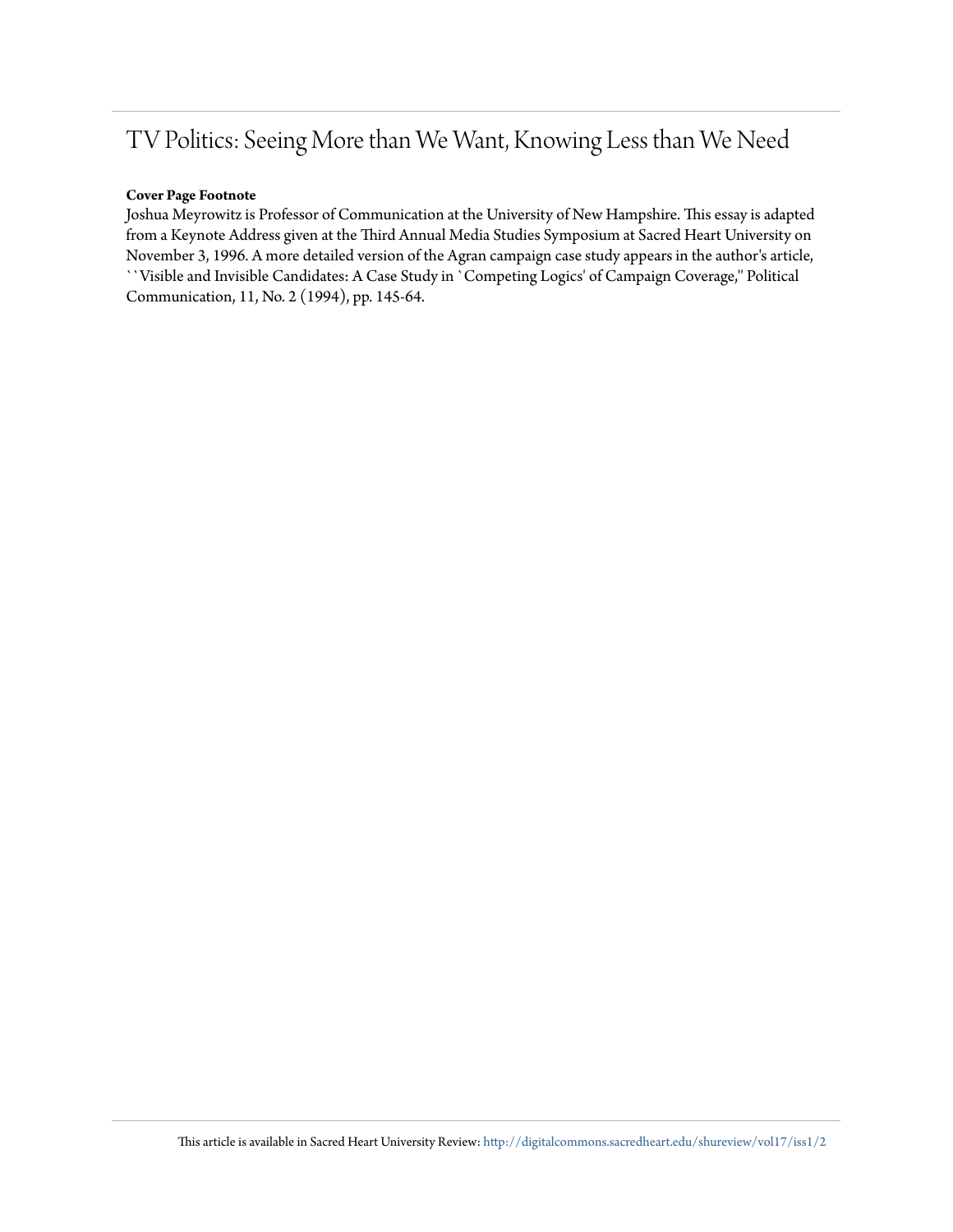# TV Politics: Seeing More than We Want, Knowing Less than We Need

**Cover Page Footnote**

Joshua Meyrowitz is Professor of Communication at the University of New Hampshire. This essay is adapted from a Keynote Address given at the Third Annual Media Studies Symposium at Sacred Heart University on November 3, 1996. A more detailed version of the Agran campaign case study appears in the author's article, ``Visible and Invisible Candidates: A Case Study in `Competing Logics' of Campaign Coverage,'' Political Communication, 11, No. 2 (1994), pp. 145-64.

This article is available in Sacred Heart University Review: http://digitalcommons.sacredheart.edu/shureview/vol17/iss1/2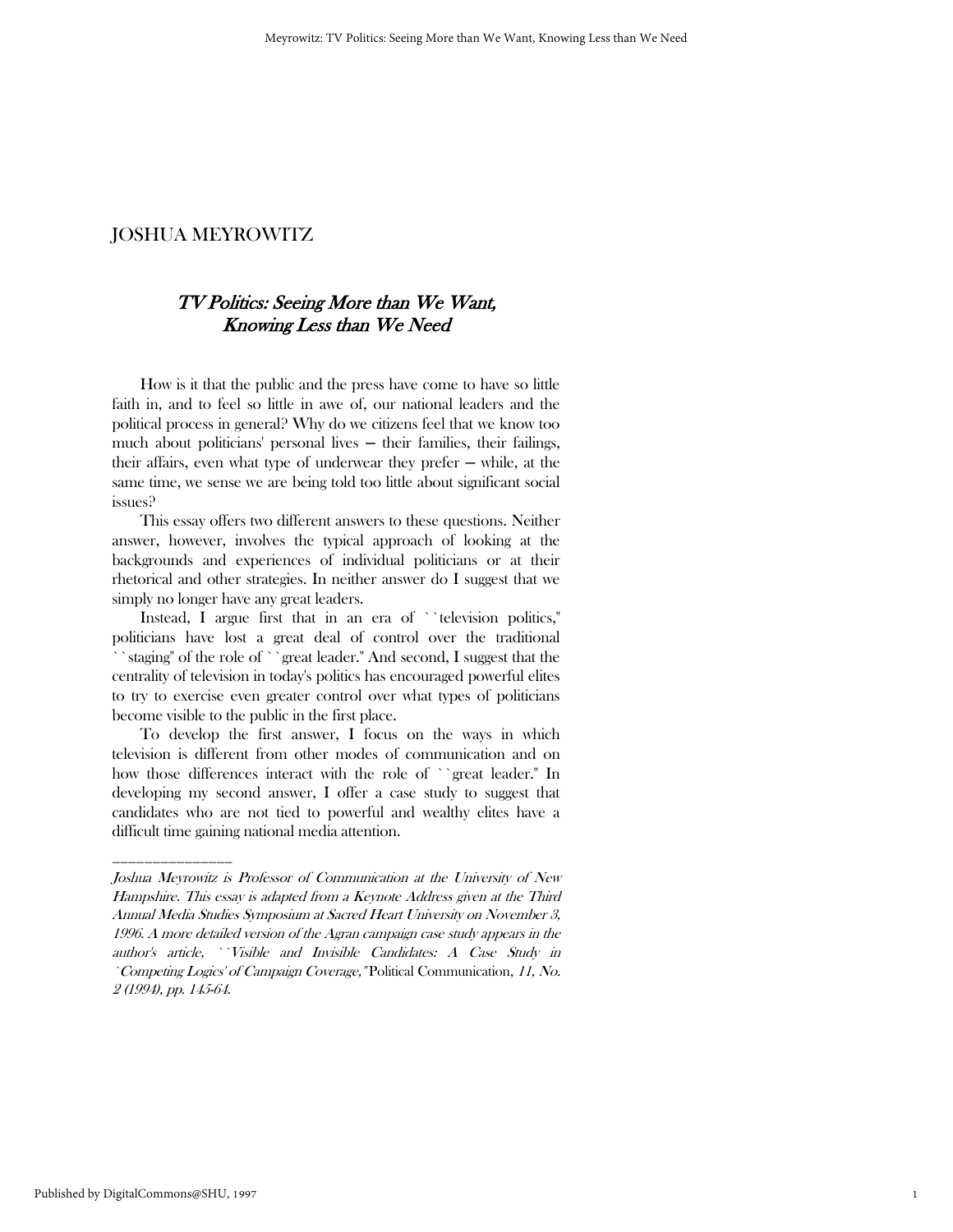JOSHUA MEYROWITZ

# *TV Politics: Seeing More than We Want, Knowing Less than We Need*

How is it that the public and the press have come to have so little faith in, and to feel so little in awe of, our national leaders and the political process in general? Why do we citizens feel that we know too much about politicians' personal lives — their families, their failings, their affairs, even what type of underwear they prefer — while, at the same time, we sense we are being told too little about significant social issues?

This essay offers two different answers to these questions. Neither answer, however, involves the typical approach of looking at the backgrounds and experiences of individual politicians or at their rhetorical and other strategies. In neither answer do I suggest that we simply no longer have any great leaders.

Instead, I argue first that in an era of ``television politics,'' politicians have lost a great deal of control over the traditional ``staging'' of the role of ``great leader.'' And second, I suggest that the centrality of television in today's politics has encouraged powerful elites to try to exercise even greater control over what types of politicians become visible to the public in the first place.

To develop the first answer, I focus on the ways in which television is different from other modes of communication and on how those differences interact with the role of ``great leader.'' In developing my second answer, I offer a case study to suggest that candidates who are not tied to powerful and wealthy elites have a difficult time gaining national media attention.

---

*Joshua Meyrowitz is Professor of Communication at the University of New Hampshire. This essay is adapted from a Keynote Address given at the Third Annual Media Studies Symposium at Sacred Heart University on November 3, 1996. A more detailed version of the Agran campaign case study appears in the author's article, ``Visible and Invisible Candidates: A Case Study in `Competing Logics' of Campaign Coverage,''* Political Communication, *11, No. 2 (1994), pp. 145-64.*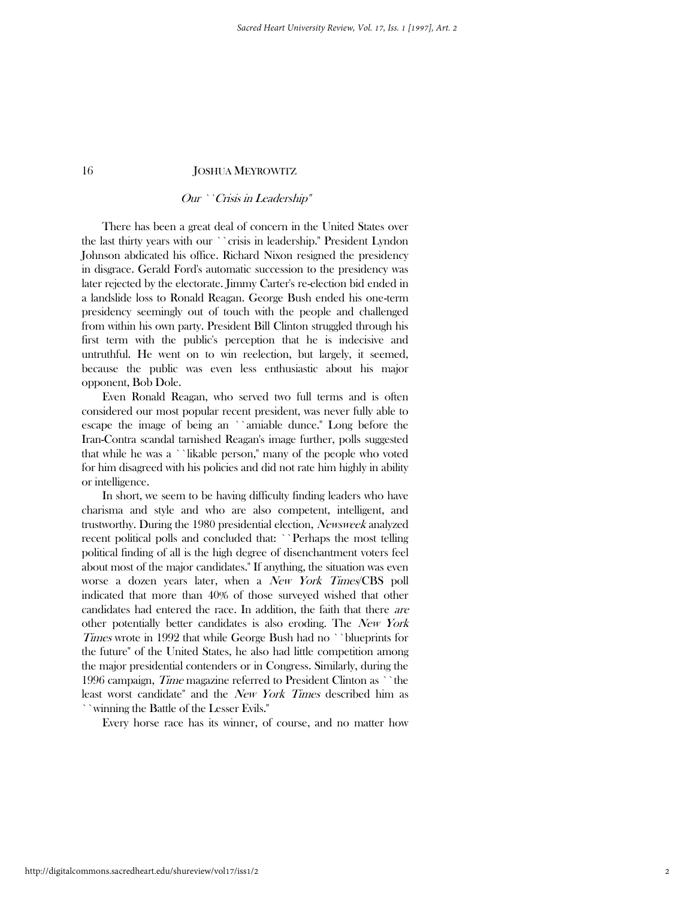### *Our ``Crisis in Leadership''*

There has been a great deal of concern in the United States over the last thirty years with our ``crisis in leadership.'' President Lyndon Johnson abdicated his office. Richard Nixon resigned the presidency in disgrace. Gerald Ford's automatic succession to the presidency was later rejected by the electorate. Jimmy Carter's re-election bid ended in a landslide loss to Ronald Reagan. George Bush ended his one-term presidency seemingly out of touch with the people and challenged from within his own party. President Bill Clinton struggled through his first term with the public's perception that he is indecisive and untruthful. He went on to win reelection, but largely, it seemed, because the public was even less enthusiastic about his major opponent, Bob Dole.

Even Ronald Reagan, who served two full terms and is often considered our most popular recent president, was never fully able to escape the image of being an ``amiable dunce.'' Long before the Iran-Contra scandal tarnished Reagan's image further, polls suggested that while he was a ``likable person,'' many of the people who voted for him disagreed with his policies and did not rate him highly in ability or intelligence.

In short, we seem to be having difficulty finding leaders who have charisma and style and who are also competent, intelligent, and trustworthy. During the 1980 presidential election, *Newsweek* analyzed recent political polls and concluded that: ``Perhaps the most telling political finding of all is the high degree of disenchantment voters feel about most of the major candidates.'' If anything, the situation was even worse a dozen years later, when a *New York Times*/CBS poll indicated that more than 40% of those surveyed wished that other candidates had entered the race. In addition, the faith that there *are* other potentially better candidates is also eroding. The *New York Times* wrote in 1992 that while George Bush had no ``blueprints for the future'' of the United States, he also had little competition among the major presidential contenders or in Congress. Similarly, during the 1996 campaign, *Time* magazine referred to President Clinton as ``the least worst candidate'' and the *New York Times* described him as ``winning the Battle of the Lesser Evils.''

Every horse race has its winner, of course, and no matter how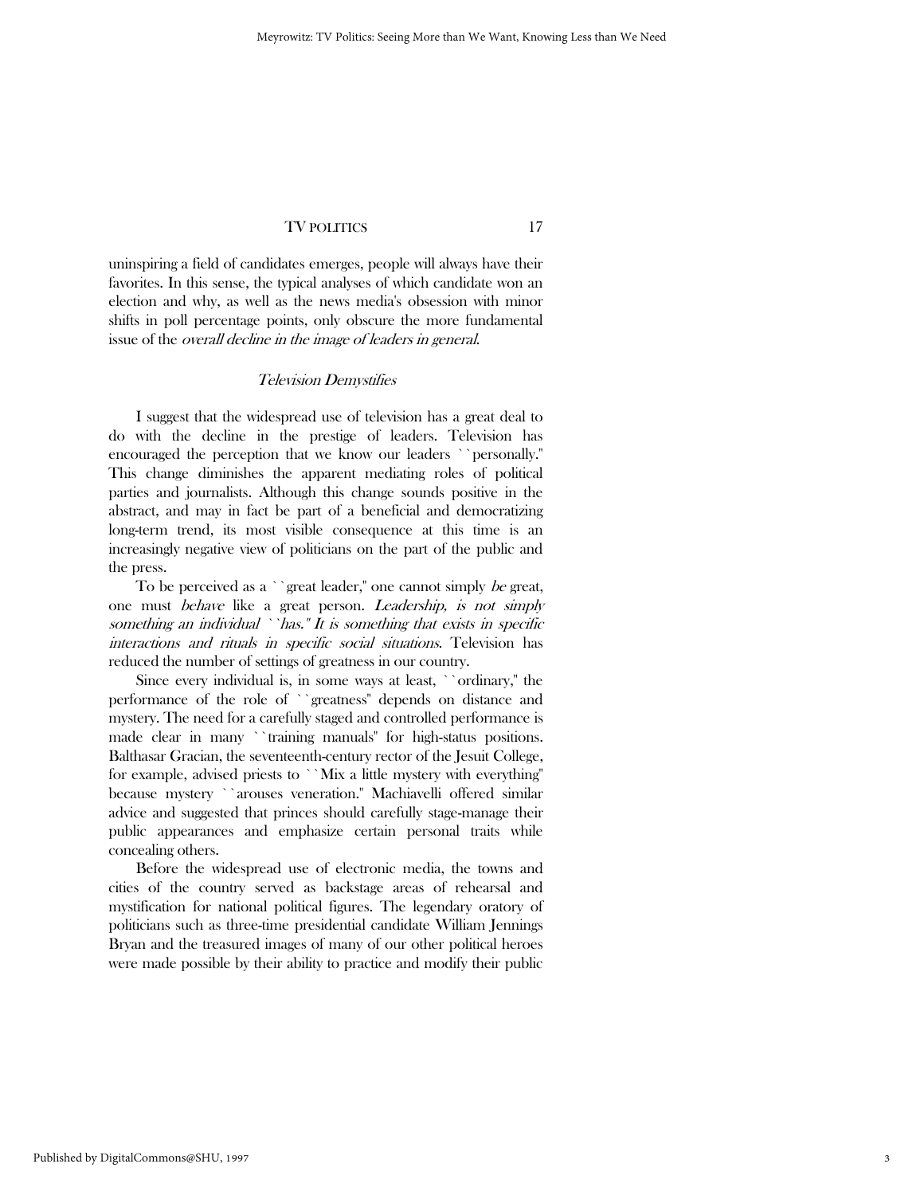uninspiring a field of candidates emerges, people will always have their favorites. In this sense, the typical analyses of which candidate won an election and why, as well as the news media's obsession with minor shifts in poll percentage points, only obscure the more fundamental issue of the *overall decline in the image of leaders in general*.

### *Television Demystifies*

I suggest that the widespread use of television has a great deal to do with the decline in the prestige of leaders. Television has encouraged the perception that we know our leaders ``personally.'' This change diminishes the apparent mediating roles of political parties and journalists. Although this change sounds positive in the abstract, and may in fact be part of a beneficial and democratizing long-term trend, its most visible consequence at this time is an increasingly negative view of politicians on the part of the public and the press.

To be perceived as a ``great leader,'' one cannot simply *be* great, one must *behave* like a great person. *Leadership, is not simply something an individual ``has.'' It is something that exists in specific interactions and rituals in specific social situations*. Television has reduced the number of settings of greatness in our country.

Since every individual is, in some ways at least, ``ordinary,'' the performance of the role of ``greatness'' depends on distance and mystery. The need for a carefully staged and controlled performance is made clear in many ``training manuals'' for high-status positions. Balthasar Gracian, the seventeenth-century rector of the Jesuit College, for example, advised priests to ``Mix a little mystery with everything'' because mystery ``arouses veneration.'' Machiavelli offered similar advice and suggested that princes should carefully stage-manage their public appearances and emphasize certain personal traits while concealing others.

Before the widespread use of electronic media, the towns and cities of the country served as backstage areas of rehearsal and mystification for national political figures. The legendary oratory of politicians such as three-time presidential candidate William Jennings Bryan and the treasured images of many of our other political heroes were made possible by their ability to practice and modify their public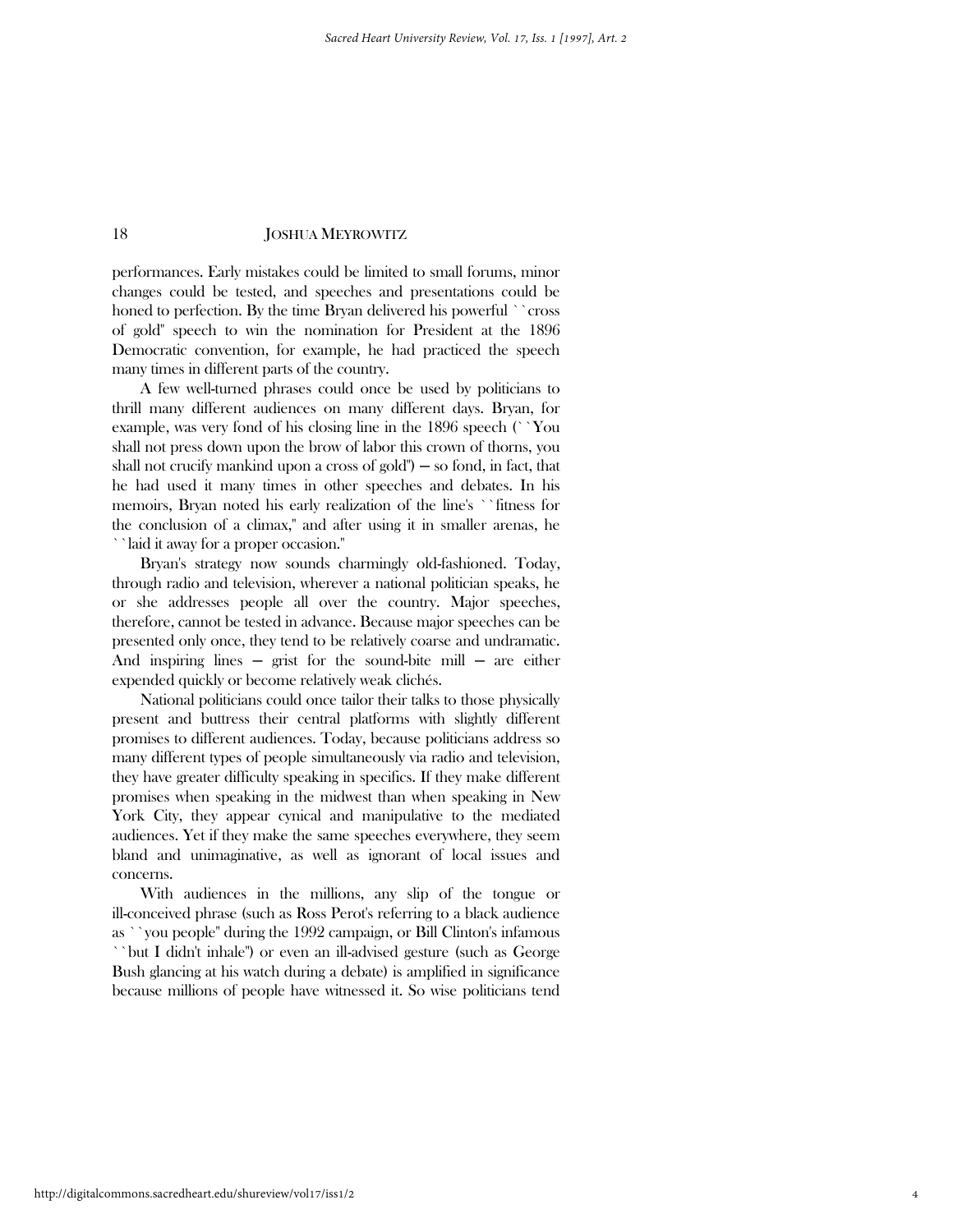performances. Early mistakes could be limited to small forums, minor changes could be tested, and speeches and presentations could be honed to perfection. By the time Bryan delivered his powerful ``cross of gold'' speech to win the nomination for President at the 1896 Democratic convention, for example, he had practiced the speech many times in different parts of the country.

A few well-turned phrases could once be used by politicians to thrill many different audiences on many different days. Bryan, for example, was very fond of his closing line in the 1896 speech (``You shall not press down upon the brow of labor this crown of thorns, you shall not crucify mankind upon a cross of gold'') — so fond, in fact, that he had used it many times in other speeches and debates. In his memoirs, Bryan noted his early realization of the line's ``fitness for the conclusion of a climax,'' and after using it in smaller arenas, he ``laid it away for a proper occasion.''

Bryan's strategy now sounds charmingly old-fashioned. Today, through radio and television, wherever a national politician speaks, he or she addresses people all over the country. Major speeches, therefore, cannot be tested in advance. Because major speeches can be presented only once, they tend to be relatively coarse and undramatic. And inspiring lines — grist for the sound-bite mill — are either expended quickly or become relatively weak clichés.

National politicians could once tailor their talks to those physically present and buttress their central platforms with slightly different promises to different audiences. Today, because politicians address so many different types of people simultaneously via radio and television, they have greater difficulty speaking in specifics. If they make different promises when speaking in the midwest than when speaking in New York City, they appear cynical and manipulative to the mediated audiences. Yet if they make the same speeches everywhere, they seem bland and unimaginative, as well as ignorant of local issues and concerns.

With audiences in the millions, any slip of the tongue or ill-conceived phrase (such as Ross Perot's referring to a black audience as ``you people'' during the 1992 campaign, or Bill Clinton's infamous ``but I didn't inhale'') or even an ill-advised gesture (such as George Bush glancing at his watch during a debate) is amplified in significance because millions of people have witnessed it. So wise politicians tend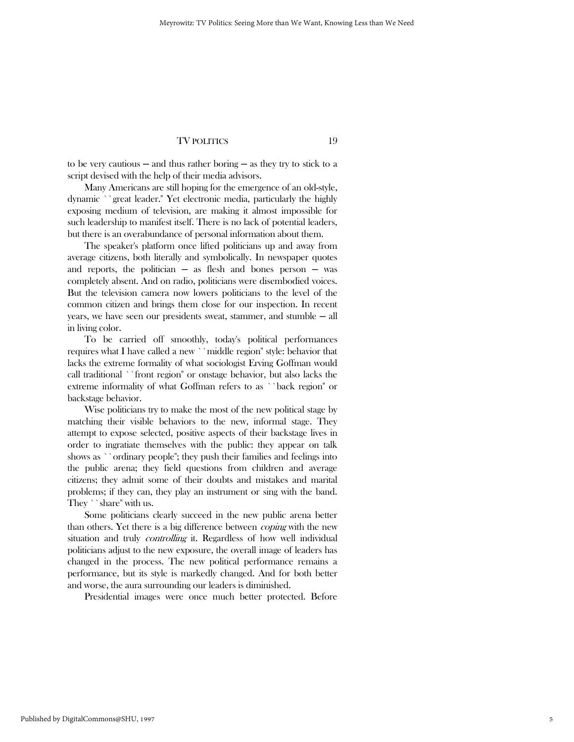to be very cautious — and thus rather boring — as they try to stick to a script devised with the help of their media advisors.

Many Americans are still hoping for the emergence of an old-style, dynamic ``great leader.'' Yet electronic media, particularly the highly exposing medium of television, are making it almost impossible for such leadership to manifest itself. There is no lack of potential leaders, but there is an overabundance of personal information about them.

The speaker's platform once lifted politicians up and away from average citizens, both literally and symbolically. In newspaper quotes and reports, the politician — as flesh and bones person — was completely absent. And on radio, politicians were disembodied voices. But the television camera now lowers politicians to the level of the common citizen and brings them close for our inspection. In recent years, we have seen our presidents sweat, stammer, and stumble — all in living color.

To be carried off smoothly, today's political performances requires what I have called a new ``middle region'' style: behavior that lacks the extreme formality of what sociologist Erving Goffman would call traditional ``front region'' or onstage behavior, but also lacks the extreme informality of what Goffman refers to as ``back region'' or backstage behavior.

Wise politicians try to make the most of the new political stage by matching their visible behaviors to the new, informal stage. They attempt to expose selected, positive aspects of their backstage lives in order to ingratiate themselves with the public: they appear on talk shows as ``ordinary people''; they push their families and feelings into the public arena; they field questions from children and average citizens; they admit some of their doubts and mistakes and marital problems; if they can, they play an instrument or sing with the band. They ``share'' with us.

Some politicians clearly succeed in the new public arena better than others. Yet there is a big difference between *coping* with the new situation and truly *controlling* it. Regardless of how well individual politicians adjust to the new exposure, the overall image of leaders has changed in the process. The new political performance remains a performance, but its style is markedly changed. And for both better and worse, the aura surrounding our leaders is diminished.

Presidential images were once much better protected. Before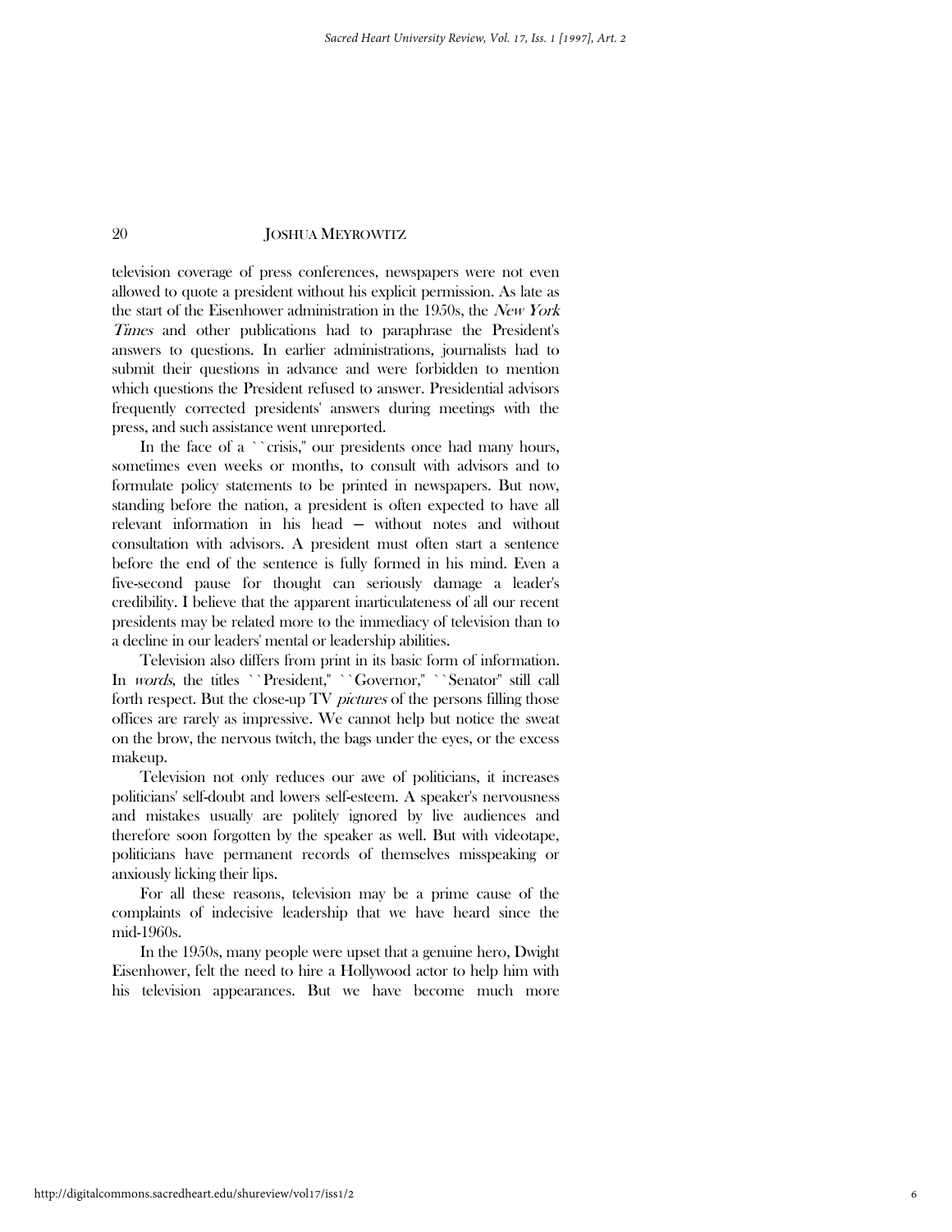television coverage of press conferences, newspapers were not even allowed to quote a president without his explicit permission. As late as the start of the Eisenhower administration in the 1950s, the *New York Times* and other publications had to paraphrase the President's answers to questions. In earlier administrations, journalists had to submit their questions in advance and were forbidden to mention which questions the President refused to answer. Presidential advisors frequently corrected presidents' answers during meetings with the press, and such assistance went unreported.

In the face of a ``crisis,'' our presidents once had many hours, sometimes even weeks or months, to consult with advisors and to formulate policy statements to be printed in newspapers. But now, standing before the nation, a president is often expected to have all relevant information in his head — without notes and without consultation with advisors. A president must often start a sentence before the end of the sentence is fully formed in his mind. Even a five-second pause for thought can seriously damage a leader's credibility. I believe that the apparent inarticulateness of all our recent presidents may be related more to the immediacy of television than to a decline in our leaders' mental or leadership abilities.

Television also differs from print in its basic form of information. In *words*, the titles ``President,'' ``Governor,'' ``Senator'' still call forth respect. But the close-up TV *pictures* of the persons filling those offices are rarely as impressive. We cannot help but notice the sweat on the brow, the nervous twitch, the bags under the eyes, or the excess makeup.

Television not only reduces our awe of politicians, it increases politicians' self-doubt and lowers self-esteem. A speaker's nervousness and mistakes usually are politely ignored by live audiences and therefore soon forgotten by the speaker as well. But with videotape, politicians have permanent records of themselves misspeaking or anxiously licking their lips.

For all these reasons, television may be a prime cause of the complaints of indecisive leadership that we have heard since the mid-1960s.

In the 1950s, many people were upset that a genuine hero, Dwight Eisenhower, felt the need to hire a Hollywood actor to help him with his television appearances. But we have become much more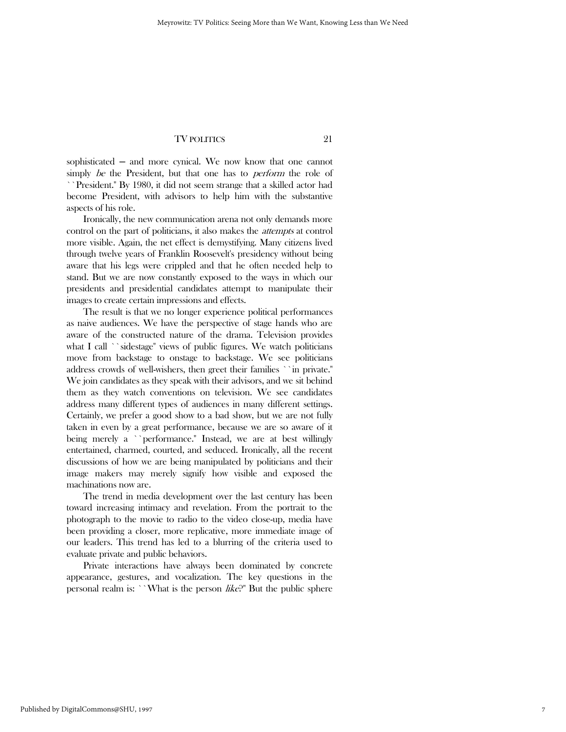sophisticated — and more cynical. We now know that one cannot simply *be* the President, but that one has to *perform* the role of ``President.'' By 1980, it did not seem strange that a skilled actor had become President, with advisors to help him with the substantive aspects of his role.

Ironically, the new communication arena not only demands more control on the part of politicians, it also makes the *attempts* at control more visible. Again, the net effect is demystifying. Many citizens lived through twelve years of Franklin Roosevelt's presidency without being aware that his legs were crippled and that he often needed help to stand. But we are now constantly exposed to the ways in which our presidents and presidential candidates attempt to manipulate their images to create certain impressions and effects.

The result is that we no longer experience political performances as naive audiences. We have the perspective of stage hands who are aware of the constructed nature of the drama. Television provides what I call ``sidestage'' views of public figures. We watch politicians move from backstage to onstage to backstage. We see politicians address crowds of well-wishers, then greet their families ``in private.'' We join candidates as they speak with their advisors, and we sit behind them as they watch conventions on television. We see candidates address many different types of audiences in many different settings. Certainly, we prefer a good show to a bad show, but we are not fully taken in even by a great performance, because we are so aware of it being merely a ``performance.'' Instead, we are at best willingly entertained, charmed, courted, and seduced. Ironically, all the recent discussions of how we are being manipulated by politicians and their image makers may merely signify how visible and exposed the machinations now are.

The trend in media development over the last century has been toward increasing intimacy and revelation. From the portrait to the photograph to the movie to radio to the video close-up, media have been providing a closer, more replicative, more immediate image of our leaders. This trend has led to a blurring of the criteria used to evaluate private and public behaviors.

Private interactions have always been dominated by concrete appearance, gestures, and vocalization. The key questions in the personal realm is: ``What is the person *like*?'' But the public sphere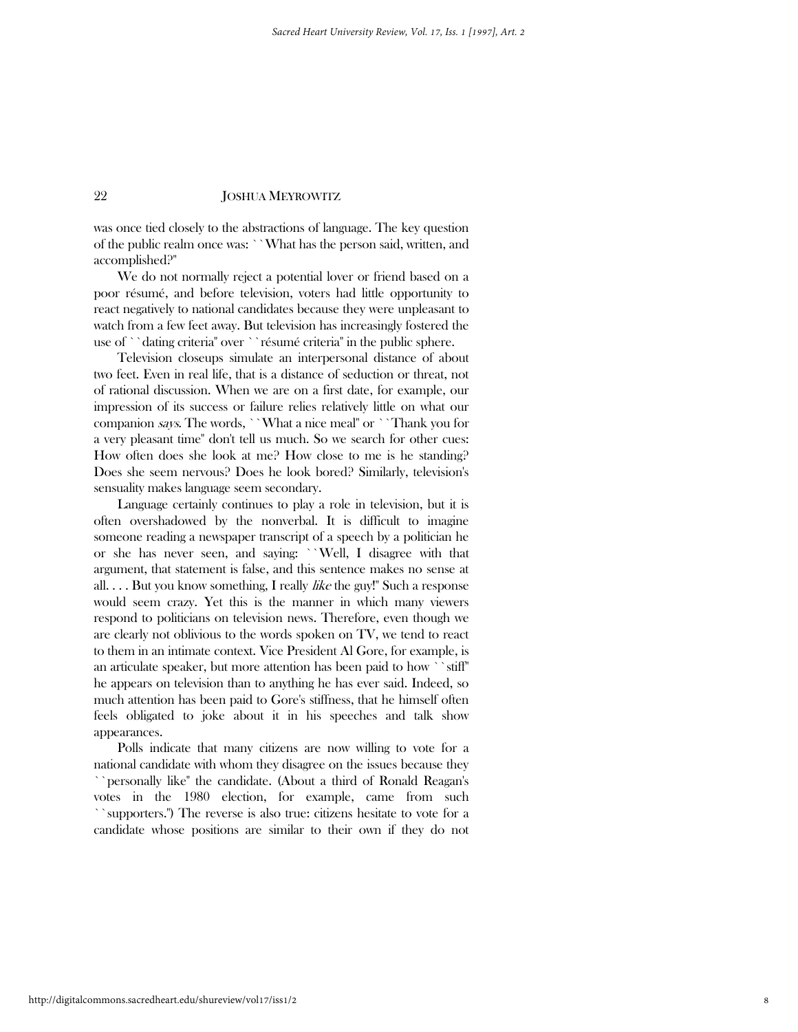was once tied closely to the abstractions of language. The key question of the public realm once was: ``What has the person said, written, and accomplished?''

We do not normally reject a potential lover or friend based on a poor résumé, and before television, voters had little opportunity to react negatively to national candidates because they were unpleasant to watch from a few feet away. But television has increasingly fostered the use of ``dating criteria'' over ``résumé criteria'' in the public sphere.

Television closeups simulate an interpersonal distance of about two feet. Even in real life, that is a distance of seduction or threat, not of rational discussion. When we are on a first date, for example, our impression of its success or failure relies relatively little on what our companion *says*. The words, ``What a nice meal'' or ``Thank you for a very pleasant time'' don't tell us much. So we search for other cues: How often does she look at me? How close to me is he standing? Does she seem nervous? Does he look bored? Similarly, television's sensuality makes language seem secondary.

Language certainly continues to play a role in television, but it is often overshadowed by the nonverbal. It is difficult to imagine someone reading a newspaper transcript of a speech by a politician he or she has never seen, and saying: ``Well, I disagree with that argument, that statement is false, and this sentence makes no sense at all. . . . But you know something, I really *like* the guy!'' Such a response would seem crazy. Yet this is the manner in which many viewers respond to politicians on television news. Therefore, even though we are clearly not oblivious to the words spoken on TV, we tend to react to them in an intimate context. Vice President Al Gore, for example, is an articulate speaker, but more attention has been paid to how ``stiff'' he appears on television than to anything he has ever said. Indeed, so much attention has been paid to Gore's stiffness, that he himself often feels obligated to joke about it in his speeches and talk show appearances.

Polls indicate that many citizens are now willing to vote for a national candidate with whom they disagree on the issues because they ``personally like'' the candidate. (About a third of Ronald Reagan's votes in the 1980 election, for example, came from such ``supporters.'') The reverse is also true: citizens hesitate to vote for a candidate whose positions are similar to their own if they do not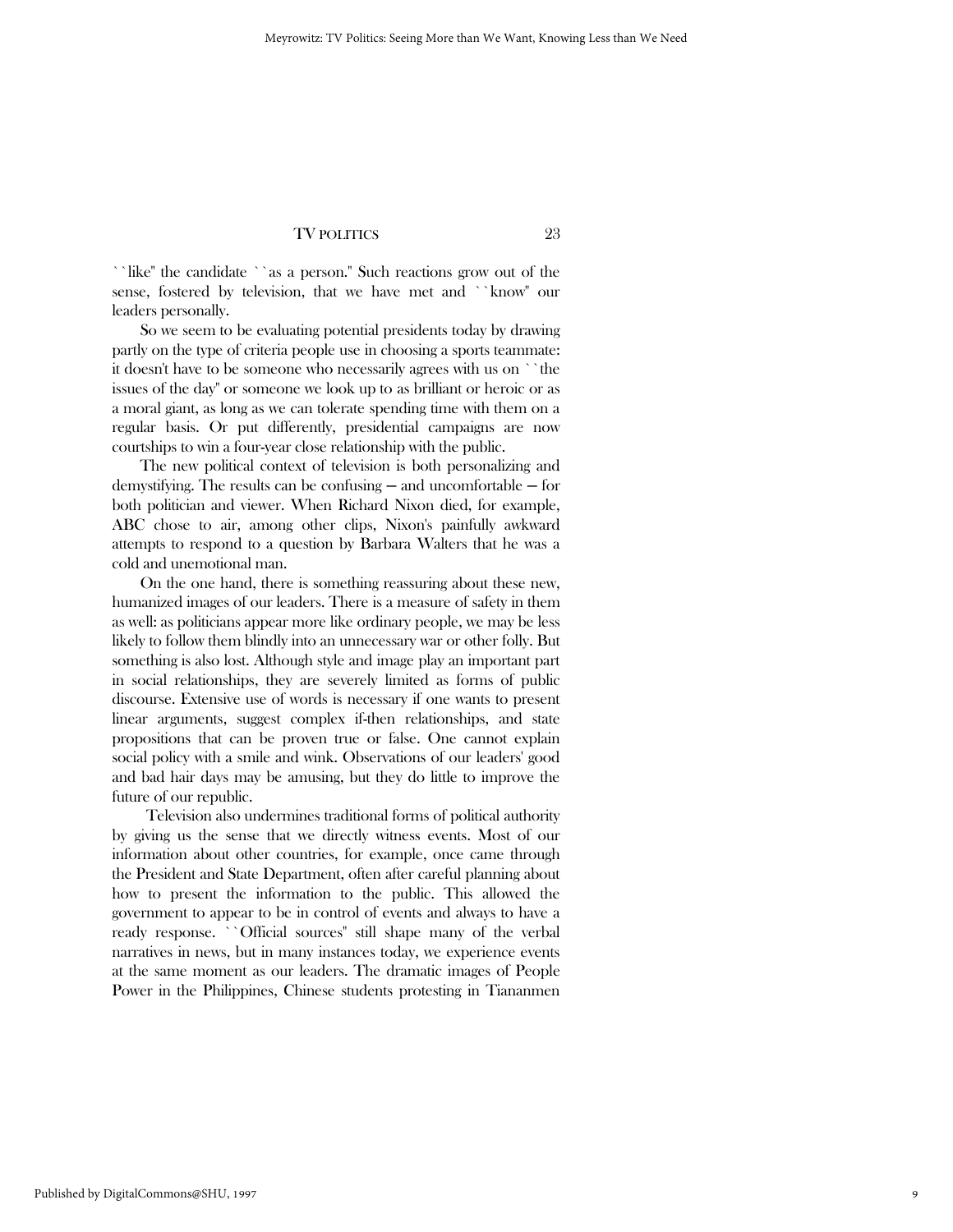``like'' the candidate ``as a person.'' Such reactions grow out of the sense, fostered by television, that we have met and ``know'' our leaders personally.

So we seem to be evaluating potential presidents today by drawing partly on the type of criteria people use in choosing a sports teammate: it doesn't have to be someone who necessarily agrees with us on ``the issues of the day'' or someone we look up to as brilliant or heroic or as a moral giant, as long as we can tolerate spending time with them on a regular basis. Or put differently, presidential campaigns are now courtships to win a four-year close relationship with the public.

The new political context of television is both personalizing and demystifying. The results can be confusing — and uncomfortable — for both politician and viewer. When Richard Nixon died, for example, ABC chose to air, among other clips, Nixon's painfully awkward attempts to respond to a question by Barbara Walters that he was a cold and unemotional man.

On the one hand, there is something reassuring about these new, humanized images of our leaders. There is a measure of safety in them as well: as politicians appear more like ordinary people, we may be less likely to follow them blindly into an unnecessary war or other folly. But something is also lost. Although style and image play an important part in social relationships, they are severely limited as forms of public discourse. Extensive use of words is necessary if one wants to present linear arguments, suggest complex if-then relationships, and state propositions that can be proven true or false. One cannot explain social policy with a smile and wink. Observations of our leaders' good and bad hair days may be amusing, but they do little to improve the future of our republic.

Television also undermines traditional forms of political authority by giving us the sense that we directly witness events. Most of our information about other countries, for example, once came through the President and State Department, often after careful planning about how to present the information to the public. This allowed the government to appear to be in control of events and always to have a ready response. ``Official sources'' still shape many of the verbal narratives in news, but in many instances today, we experience events at the same moment as our leaders. The dramatic images of People Power in the Philippines, Chinese students protesting in Tiananmen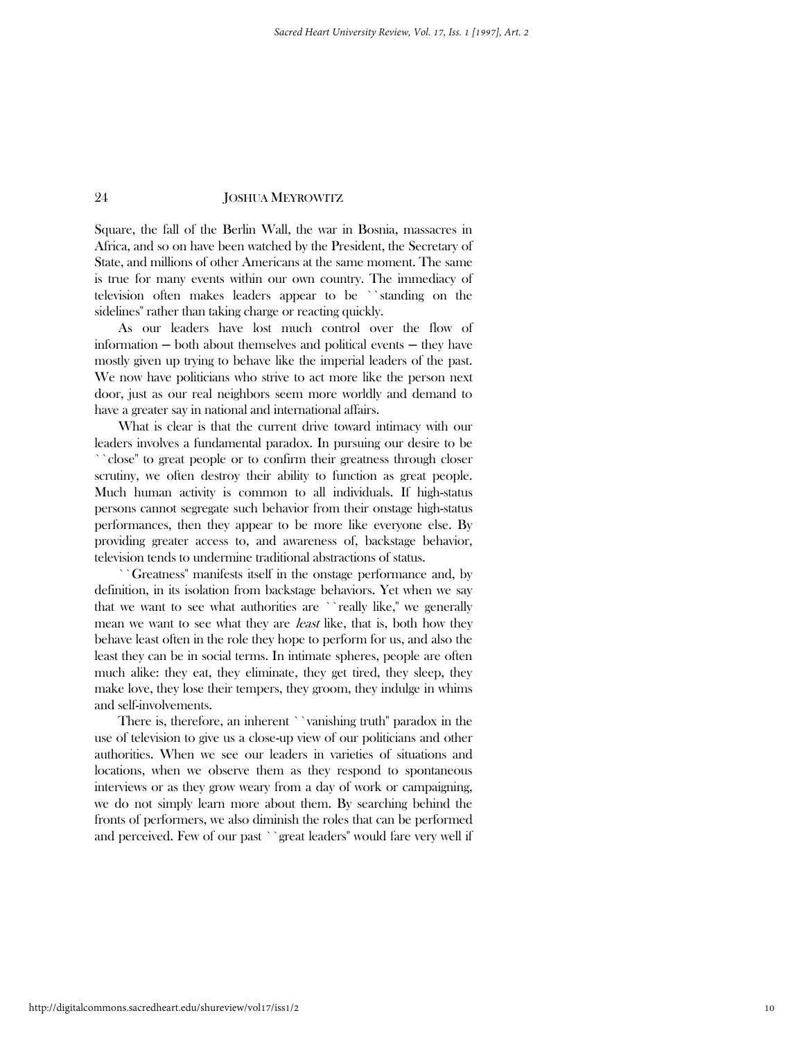Square, the fall of the Berlin Wall, the war in Bosnia, massacres in Africa, and so on have been watched by the President, the Secretary of State, and millions of other Americans at the same moment. The same is true for many events within our own country. The immediacy of television often makes leaders appear to be ``standing on the sidelines'' rather than taking charge or reacting quickly.

As our leaders have lost much control over the flow of information — both about themselves and political events — they have mostly given up trying to behave like the imperial leaders of the past. We now have politicians who strive to act more like the person next door, just as our real neighbors seem more worldly and demand to have a greater say in national and international affairs.

What is clear is that the current drive toward intimacy with our leaders involves a fundamental paradox. In pursuing our desire to be ``close'' to great people or to confirm their greatness through closer scrutiny, we often destroy their ability to function as great people. Much human activity is common to all individuals. If high-status persons cannot segregate such behavior from their onstage high-status performances, then they appear to be more like everyone else. By providing greater access to, and awareness of, backstage behavior, television tends to undermine traditional abstractions of status.

``Greatness'' manifests itself in the onstage performance and, by definition, in its isolation from backstage behaviors. Yet when we say that we want to see what authorities are ``really like,'' we generally mean we want to see what they are *least* like, that is, both how they behave least often in the role they hope to perform for us, and also the least they can be in social terms. In intimate spheres, people are often much alike: they eat, they eliminate, they get tired, they sleep, they make love, they lose their tempers, they groom, they indulge in whims and self-involvements.

There is, therefore, an inherent ``vanishing truth'' paradox in the use of television to give us a close-up view of our politicians and other authorities. When we see our leaders in varieties of situations and locations, when we observe them as they respond to spontaneous interviews or as they grow weary from a day of work or campaigning, we do not simply learn more about them. By searching behind the fronts of performers, we also diminish the roles that can be performed and perceived. Few of our past ``great leaders'' would fare very well if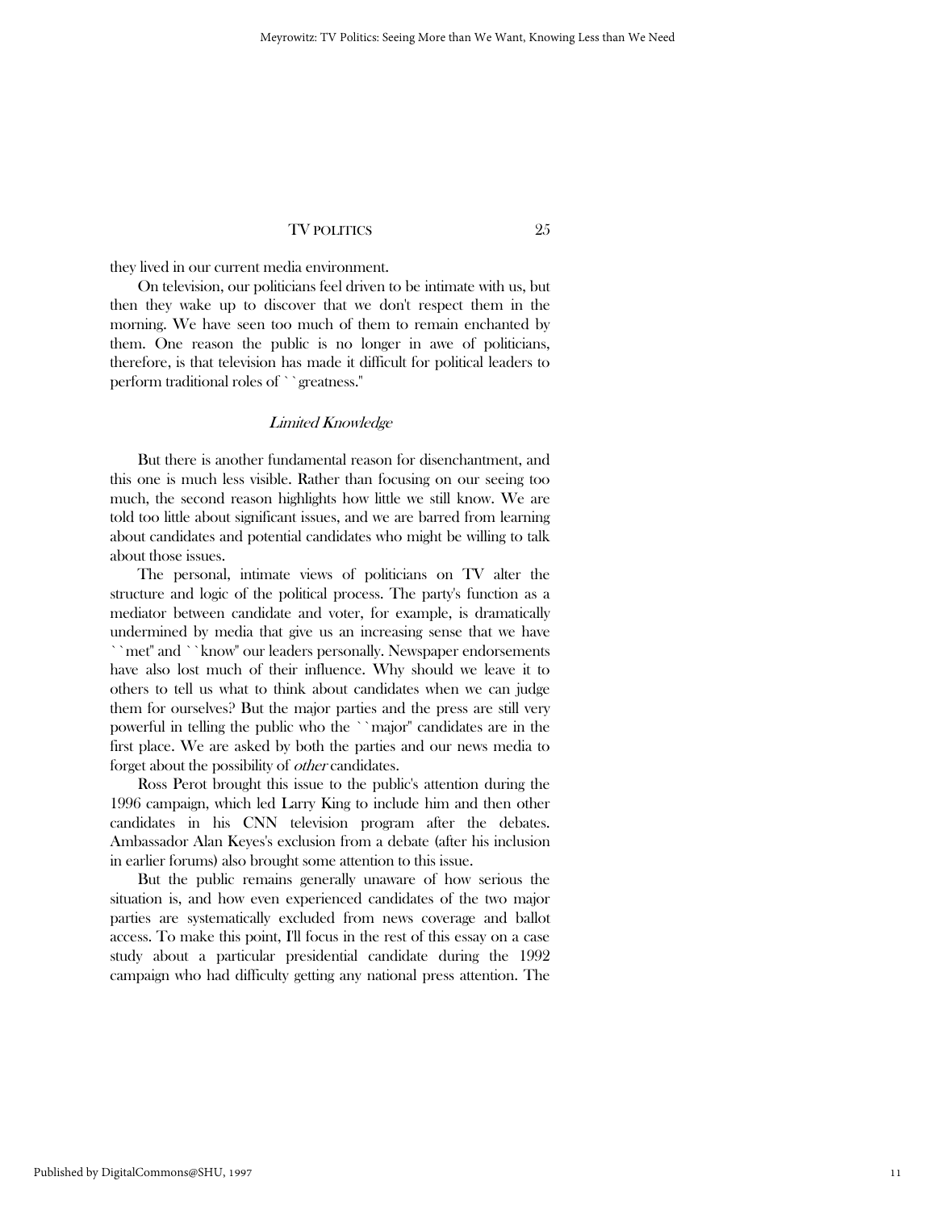they lived in our current media environment.

On television, our politicians feel driven to be intimate with us, but then they wake up to discover that we don't respect them in the morning. We have seen too much of them to remain enchanted by them. One reason the public is no longer in awe of politicians, therefore, is that television has made it difficult for political leaders to perform traditional roles of ``greatness.''

### *Limited Knowledge*

But there is another fundamental reason for disenchantment, and this one is much less visible. Rather than focusing on our seeing too much, the second reason highlights how little we still know. We are told too little about significant issues, and we are barred from learning about candidates and potential candidates who might be willing to talk about those issues.

The personal, intimate views of politicians on TV alter the structure and logic of the political process. The party's function as a mediator between candidate and voter, for example, is dramatically undermined by media that give us an increasing sense that we have ``met'' and ``know'' our leaders personally. Newspaper endorsements have also lost much of their influence. Why should we leave it to others to tell us what to think about candidates when we can judge them for ourselves? But the major parties and the press are still very powerful in telling the public who the ``major'' candidates are in the first place. We are asked by both the parties and our news media to forget about the possibility of *other* candidates.

Ross Perot brought this issue to the public's attention during the 1996 campaign, which led Larry King to include him and then other candidates in his CNN television program after the debates. Ambassador Alan Keyes's exclusion from a debate (after his inclusion in earlier forums) also brought some attention to this issue.

But the public remains generally unaware of how serious the situation is, and how even experienced candidates of the two major parties are systematically excluded from news coverage and ballot access. To make this point, I'll focus in the rest of this essay on a case study about a particular presidential candidate during the 1992 campaign who had difficulty getting any national press attention. The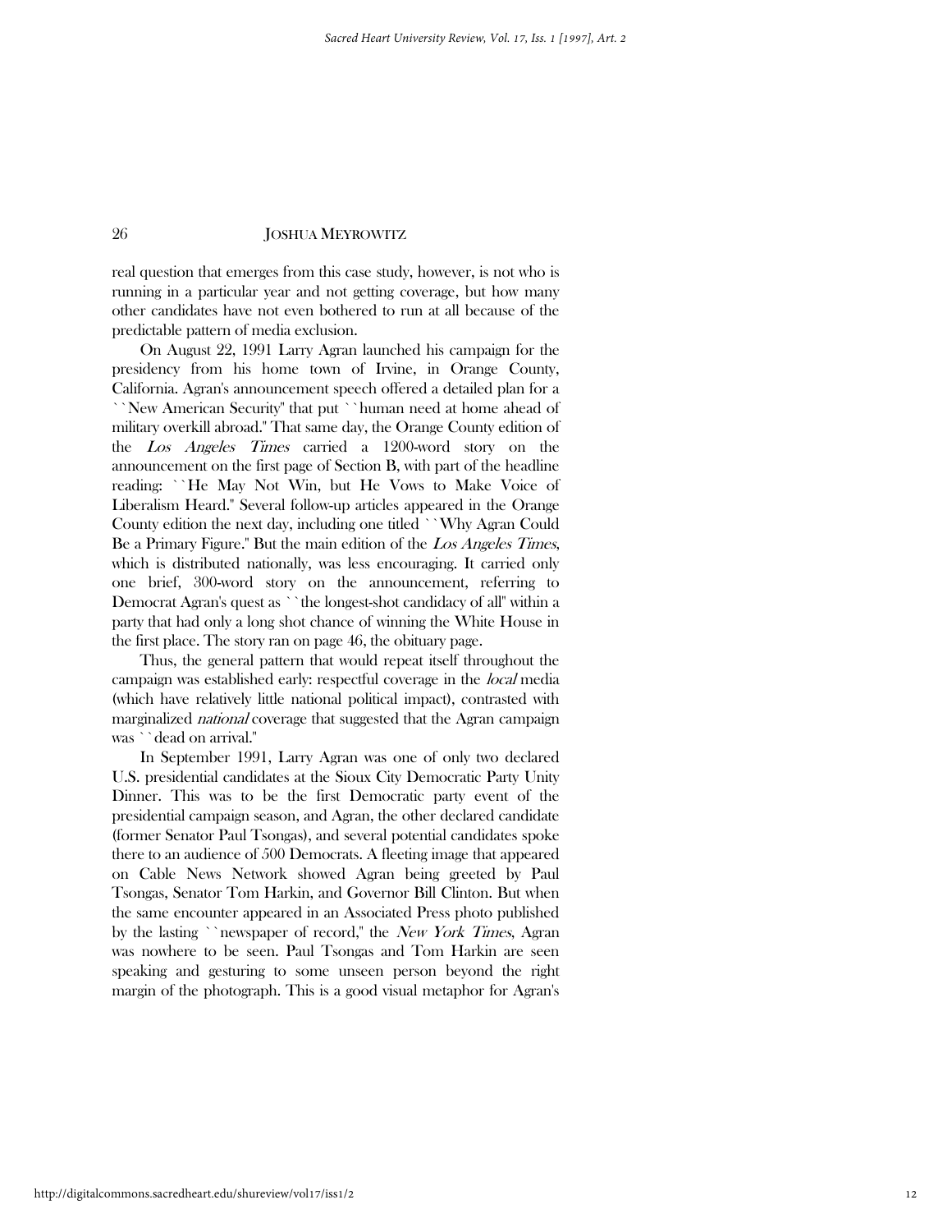real question that emerges from this case study, however, is not who is running in a particular year and not getting coverage, but how many other candidates have not even bothered to run at all because of the predictable pattern of media exclusion.

On August 22, 1991 Larry Agran launched his campaign for the presidency from his home town of Irvine, in Orange County, California. Agran's announcement speech offered a detailed plan for a ``New American Security'' that put ``human need at home ahead of military overkill abroad.'' That same day, the Orange County edition of the *Los Angeles Times* carried a 1200-word story on the announcement on the first page of Section B, with part of the headline reading: ``He May Not Win, but He Vows to Make Voice of Liberalism Heard.'' Several follow-up articles appeared in the Orange County edition the next day, including one titled ``Why Agran Could Be a Primary Figure.'' But the main edition of the *Los Angeles Times*, which is distributed nationally, was less encouraging. It carried only one brief, 300-word story on the announcement, referring to Democrat Agran's quest as ``the longest-shot candidacy of all'' within a party that had only a long shot chance of winning the White House in the first place. The story ran on page 46, the obituary page.

Thus, the general pattern that would repeat itself throughout the campaign was established early: respectful coverage in the *local* media (which have relatively little national political impact), contrasted with marginalized *national* coverage that suggested that the Agran campaign was ``dead on arrival.''

In September 1991, Larry Agran was one of only two declared U.S. presidential candidates at the Sioux City Democratic Party Unity Dinner. This was to be the first Democratic party event of the presidential campaign season, and Agran, the other declared candidate (former Senator Paul Tsongas), and several potential candidates spoke there to an audience of 500 Democrats. A fleeting image that appeared on Cable News Network showed Agran being greeted by Paul Tsongas, Senator Tom Harkin, and Governor Bill Clinton. But when the same encounter appeared in an Associated Press photo published by the lasting ``newspaper of record,'' the *New York Times*, Agran was nowhere to be seen. Paul Tsongas and Tom Harkin are seen speaking and gesturing to some unseen person beyond the right margin of the photograph. This is a good visual metaphor for Agran's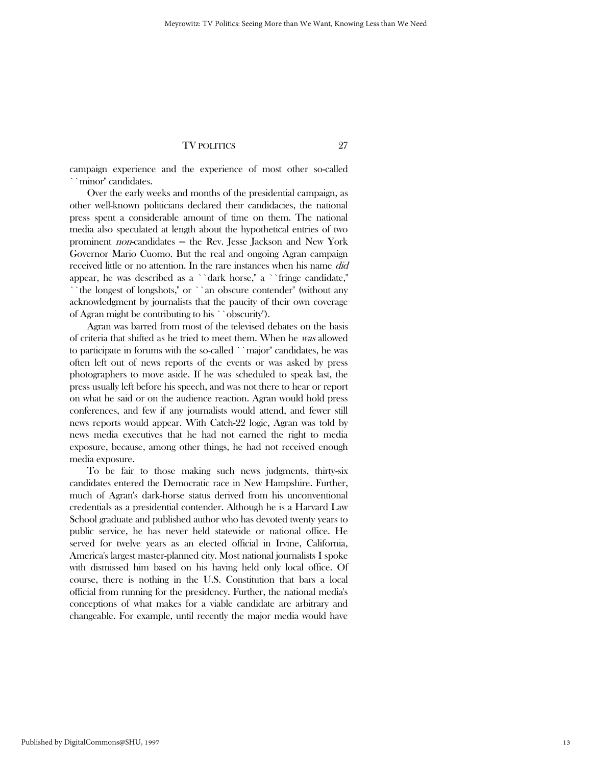campaign experience and the experience of most other so-called ``minor'' candidates.

Over the early weeks and months of the presidential campaign, as other well-known politicians declared their candidacies, the national press spent a considerable amount of time on them. The national media also speculated at length about the hypothetical entries of two prominent *non*-candidates — the Rev. Jesse Jackson and New York Governor Mario Cuomo. But the real and ongoing Agran campaign received little or no attention. In the rare instances when his name *did* appear, he was described as a ``dark horse,'' a ``fringe candidate,'' ``the longest of longshots,'' or ``an obscure contender'' (without any acknowledgment by journalists that the paucity of their own coverage of Agran might be contributing to his ``obscurity'').

Agran was barred from most of the televised debates on the basis of criteria that shifted as he tried to meet them. When he *was* allowed to participate in forums with the so-called ``major'' candidates, he was often left out of news reports of the events or was asked by press photographers to move aside. If he was scheduled to speak last, the press usually left before his speech, and was not there to hear or report on what he said or on the audience reaction. Agran would hold press conferences, and few if any journalists would attend, and fewer still news reports would appear. With Catch-22 logic, Agran was told by news media executives that he had not earned the right to media exposure, because, among other things, he had not received enough media exposure.

To be fair to those making such news judgments, thirty-six candidates entered the Democratic race in New Hampshire. Further, much of Agran's dark-horse status derived from his unconventional credentials as a presidential contender. Although he is a Harvard Law School graduate and published author who has devoted twenty years to public service, he has never held statewide or national office. He served for twelve years as an elected official in Irvine, California, America's largest master-planned city. Most national journalists I spoke with dismissed him based on his having held only local office. Of course, there is nothing in the U.S. Constitution that bars a local official from running for the presidency. Further, the national media's conceptions of what makes for a viable candidate are arbitrary and changeable. For example, until recently the major media would have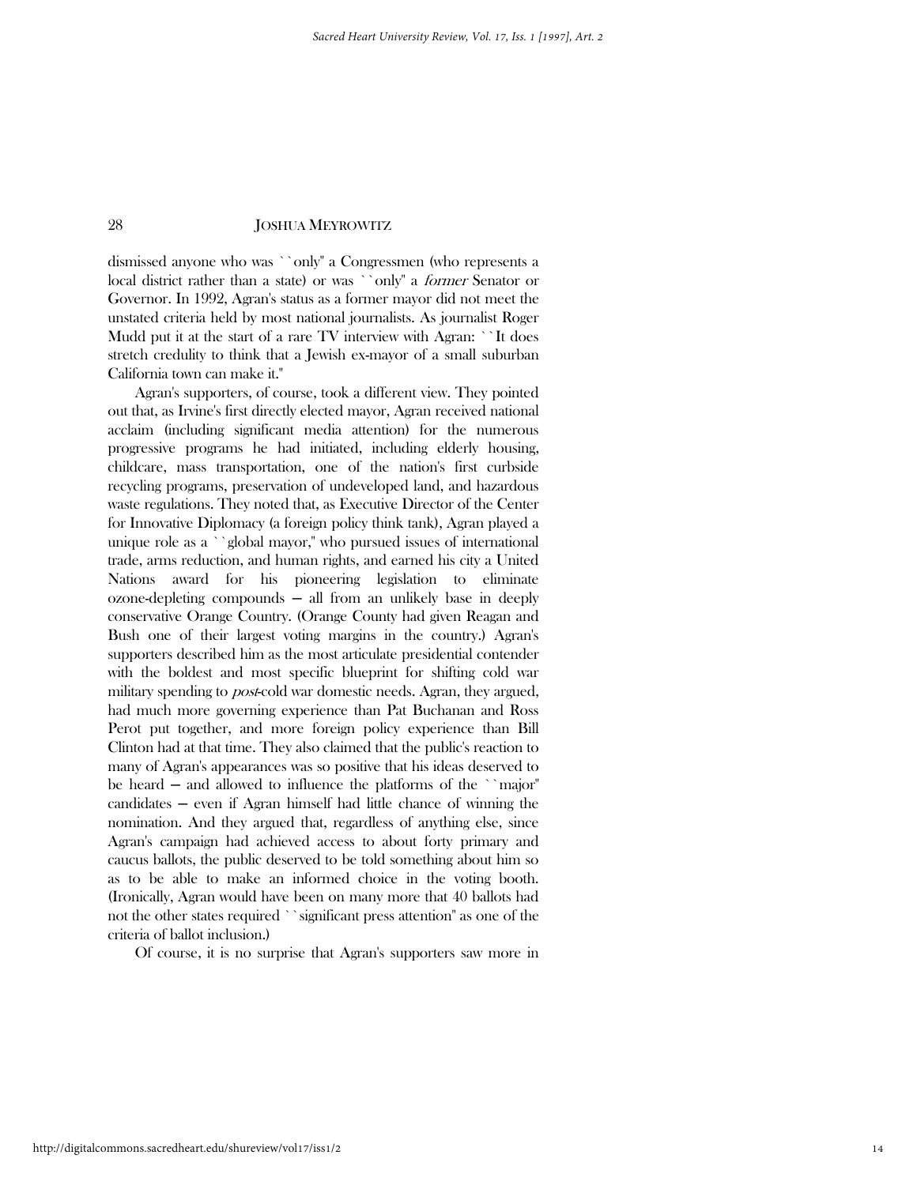dismissed anyone who was ``only'' a Congressmen (who represents a local district rather than a state) or was ``only'' a *former* Senator or Governor. In 1992, Agran's status as a former mayor did not meet the unstated criteria held by most national journalists. As journalist Roger Mudd put it at the start of a rare TV interview with Agran: ``It does stretch credulity to think that a Jewish ex-mayor of a small suburban California town can make it.''

Agran's supporters, of course, took a different view. They pointed out that, as Irvine's first directly elected mayor, Agran received national acclaim (including significant media attention) for the numerous progressive programs he had initiated, including elderly housing, childcare, mass transportation, one of the nation's first curbside recycling programs, preservation of undeveloped land, and hazardous waste regulations. They noted that, as Executive Director of the Center for Innovative Diplomacy (a foreign policy think tank), Agran played a unique role as a ``global mayor,'' who pursued issues of international trade, arms reduction, and human rights, and earned his city a United Nations award for his pioneering legislation to eliminate ozone-depleting compounds — all from an unlikely base in deeply conservative Orange Country. (Orange County had given Reagan and Bush one of their largest voting margins in the country.) Agran's supporters described him as the most articulate presidential contender with the boldest and most specific blueprint for shifting cold war military spending to *post*-cold war domestic needs. Agran, they argued, had much more governing experience than Pat Buchanan and Ross Perot put together, and more foreign policy experience than Bill Clinton had at that time. They also claimed that the public's reaction to many of Agran's appearances was so positive that his ideas deserved to be heard — and allowed to influence the platforms of the ``major'' candidates — even if Agran himself had little chance of winning the nomination. And they argued that, regardless of anything else, since Agran's campaign had achieved access to about forty primary and caucus ballots, the public deserved to be told something about him so as to be able to make an informed choice in the voting booth. (Ironically, Agran would have been on many more that 40 ballots had not the other states required ``significant press attention'' as one of the criteria of ballot inclusion.)

Of course, it is no surprise that Agran's supporters saw more in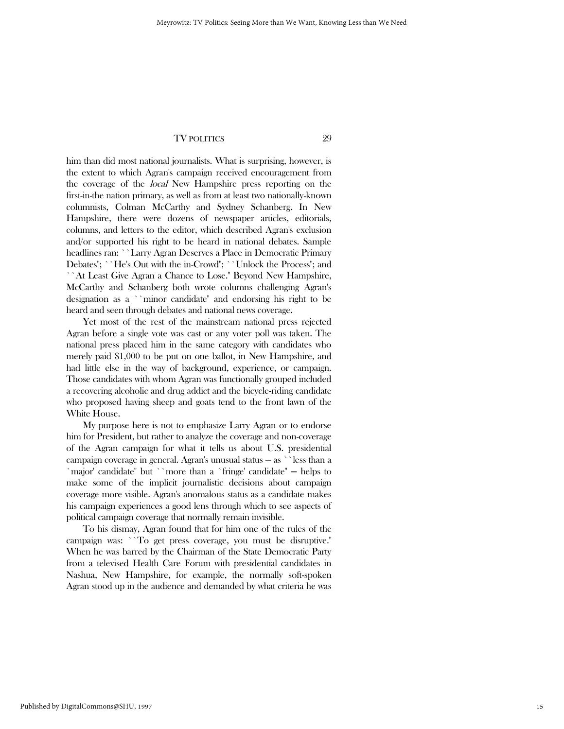him than did most national journalists. What is surprising, however, is the extent to which Agran's campaign received encouragement from the coverage of the *local* New Hampshire press reporting on the first-in-the nation primary, as well as from at least two nationally-known columnists, Colman McCarthy and Sydney Schanberg. In New Hampshire, there were dozens of newspaper articles, editorials, columns, and letters to the editor, which described Agran's exclusion and/or supported his right to be heard in national debates. Sample headlines ran: ``Larry Agran Deserves a Place in Democratic Primary Debates''; ``He's Out with the in-Crowd''; ``Unlock the Process''; and ``At Least Give Agran a Chance to Lose.'' Beyond New Hampshire, McCarthy and Schanberg both wrote columns challenging Agran's designation as a ``minor candidate'' and endorsing his right to be heard and seen through debates and national news coverage.

Yet most of the rest of the mainstream national press rejected Agran before a single vote was cast or any voter poll was taken. The national press placed him in the same category with candidates who merely paid $1,000 to be put on one ballot, in New Hampshire, and had little else in the way of background, experience, or campaign. Those candidates with whom Agran was functionally grouped included a recovering alcoholic and drug addict and the bicycle-riding candidate who proposed having sheep and goats tend to the front lawn of the White House.

My purpose here is not to emphasize Larry Agran or to endorse him for President, but rather to analyze the coverage and non-coverage of the Agran campaign for what it tells us about U.S. presidential campaign coverage in general. Agran's unusual status — as ``less than a `major' candidate'' but ``more than a `fringe' candidate'' — helps to make some of the implicit journalistic decisions about campaign coverage more visible. Agran's anomalous status as a candidate makes his campaign experiences a good lens through which to see aspects of political campaign coverage that normally remain invisible.

To his dismay, Agran found that for him one of the rules of the campaign was: ``To get press coverage, you must be disruptive.'' When he was barred by the Chairman of the State Democratic Party from a televised Health Care Forum with presidential candidates in Nashua, New Hampshire, for example, the normally soft-spoken Agran stood up in the audience and demanded by what criteria he was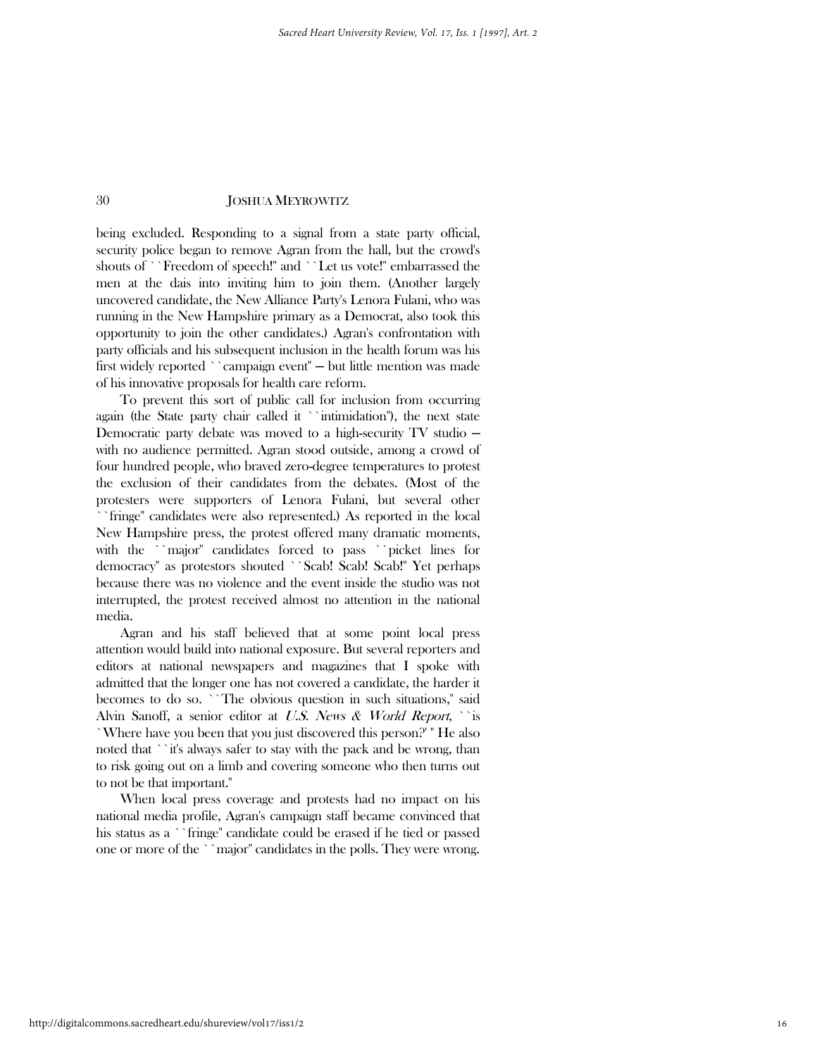being excluded. Responding to a signal from a state party official, security police began to remove Agran from the hall, but the crowd's shouts of ``Freedom of speech!'' and ``Let us vote!'' embarrassed the men at the dais into inviting him to join them. (Another largely uncovered candidate, the New Alliance Party's Lenora Fulani, who was running in the New Hampshire primary as a Democrat, also took this opportunity to join the other candidates.) Agran's confrontation with party officials and his subsequent inclusion in the health forum was his first widely reported ``campaign event'' — but little mention was made of his innovative proposals for health care reform.

To prevent this sort of public call for inclusion from occurring again (the State party chair called it ``intimidation''), the next state Democratic party debate was moved to a high-security TV studio — with no audience permitted. Agran stood outside, among a crowd of four hundred people, who braved zero-degree temperatures to protest the exclusion of their candidates from the debates. (Most of the protesters were supporters of Lenora Fulani, but several other ``fringe'' candidates were also represented.) As reported in the local New Hampshire press, the protest offered many dramatic moments, with the ``major'' candidates forced to pass ``picket lines for democracy'' as protestors shouted ``Scab! Scab! Scab!'' Yet perhaps because there was no violence and the event inside the studio was not interrupted, the protest received almost no attention in the national media.

Agran and his staff believed that at some point local press attention would build into national exposure. But several reporters and editors at national newspapers and magazines that I spoke with admitted that the longer one has not covered a candidate, the harder it becomes to do so. ``The obvious question in such situations,'' said Alvin Sanoff, a senior editor at *U.S. News & World Report*, ``is `Where have you been that you just discovered this person?' '' He also noted that ``it's always safer to stay with the pack and be wrong, than to risk going out on a limb and covering someone who then turns out to not be that important.''

When local press coverage and protests had no impact on his national media profile, Agran's campaign staff became convinced that his status as a ``fringe'' candidate could be erased if he tied or passed one or more of the ``major'' candidates in the polls. They were wrong.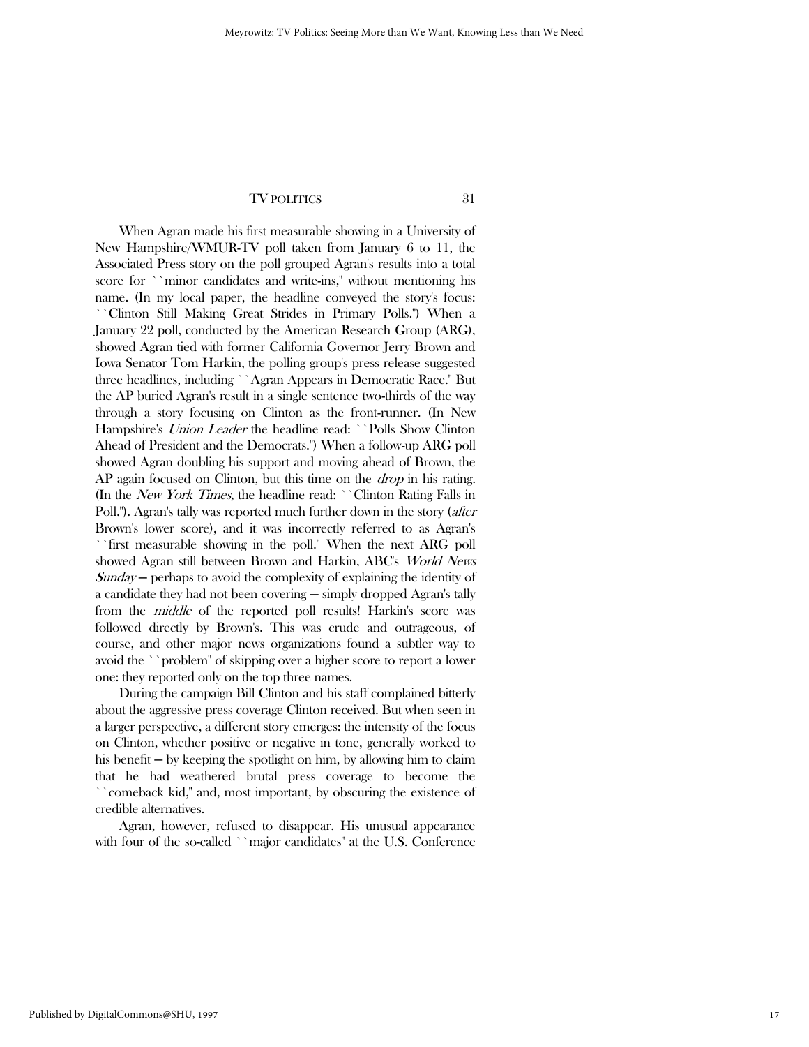When Agran made his first measurable showing in a University of New Hampshire/WMUR-TV poll taken from January 6 to 11, the Associated Press story on the poll grouped Agran's results into a total score for ``minor candidates and write-ins,'' without mentioning his name. (In my local paper, the headline conveyed the story's focus: ``Clinton Still Making Great Strides in Primary Polls.'') When a January 22 poll, conducted by the American Research Group (ARG), showed Agran tied with former California Governor Jerry Brown and Iowa Senator Tom Harkin, the polling group's press release suggested three headlines, including ``Agran Appears in Democratic Race.'' But the AP buried Agran's result in a single sentence two-thirds of the way through a story focusing on Clinton as the front-runner. (In New Hampshire's *Union Leader* the headline read: ``Polls Show Clinton Ahead of President and the Democrats.'') When a follow-up ARG poll showed Agran doubling his support and moving ahead of Brown, the AP again focused on Clinton, but this time on the *drop* in his rating. (In the *New York Times*, the headline read: ``Clinton Rating Falls in Poll.''). Agran's tally was reported much further down in the story (*after* Brown's lower score), and it was incorrectly referred to as Agran's ``first measurable showing in the poll.'' When the next ARG poll showed Agran still between Brown and Harkin, ABC's *World News Sunday* — perhaps to avoid the complexity of explaining the identity of a candidate they had not been covering — simply dropped Agran's tally from the *middle* of the reported poll results! Harkin's score was followed directly by Brown's. This was crude and outrageous, of course, and other major news organizations found a subtler way to avoid the ``problem'' of skipping over a higher score to report a lower one: they reported only on the top three names.

During the campaign Bill Clinton and his staff complained bitterly about the aggressive press coverage Clinton received. But when seen in a larger perspective, a different story emerges: the intensity of the focus on Clinton, whether positive or negative in tone, generally worked to his benefit — by keeping the spotlight on him, by allowing him to claim that he had weathered brutal press coverage to become the ``comeback kid,'' and, most important, by obscuring the existence of credible alternatives.

Agran, however, refused to disappear. His unusual appearance with four of the so-called ``major candidates'' at the U.S. Conference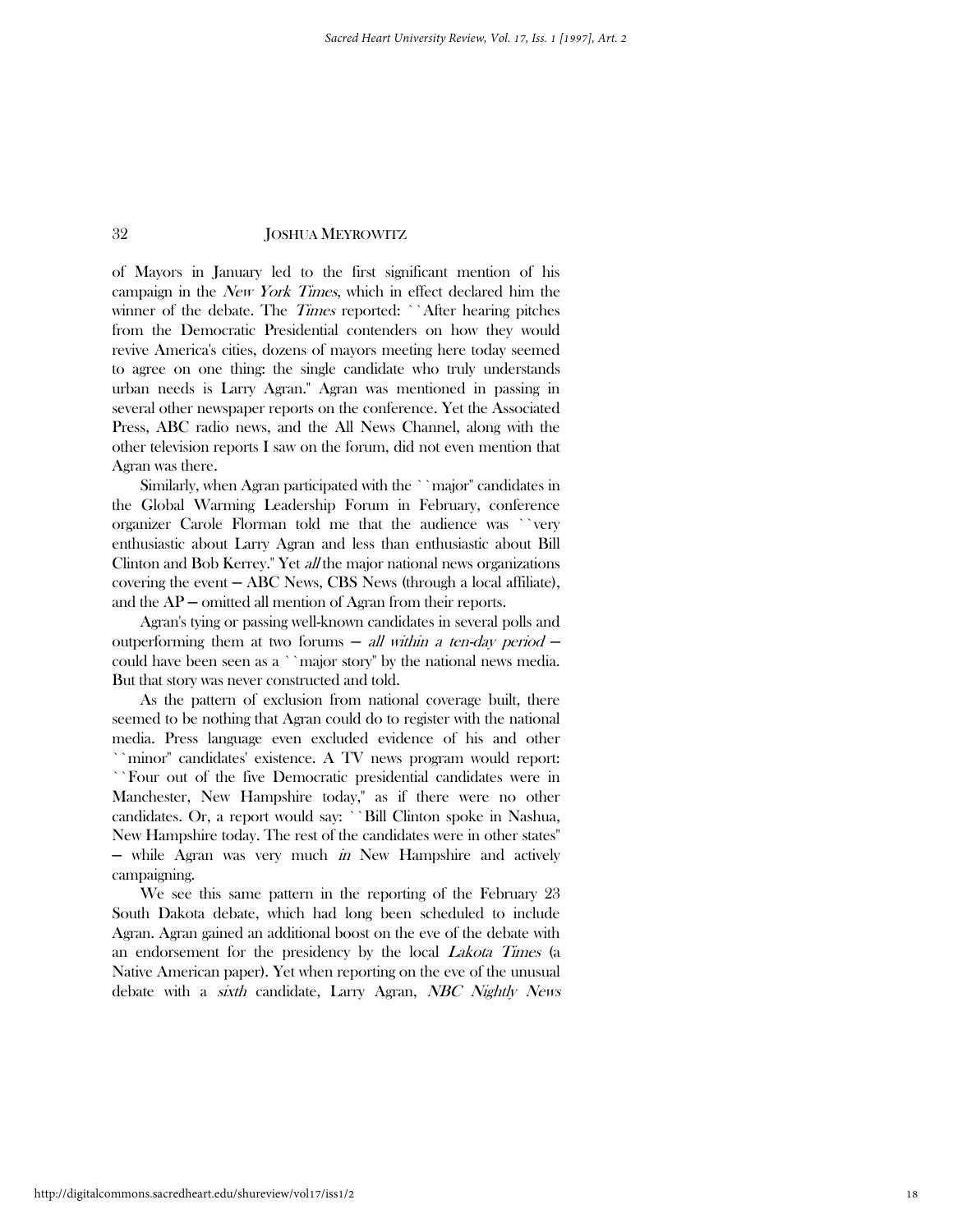of Mayors in January led to the first significant mention of his campaign in the *New York Times*, which in effect declared him the winner of the debate. The *Times* reported: ``After hearing pitches from the Democratic Presidential contenders on how they would revive America's cities, dozens of mayors meeting here today seemed to agree on one thing: the single candidate who truly understands urban needs is Larry Agran.'' Agran was mentioned in passing in several other newspaper reports on the conference. Yet the Associated Press, ABC radio news, and the All News Channel, along with the other television reports I saw on the forum, did not even mention that Agran was there.

Similarly, when Agran participated with the ``major'' candidates in the Global Warming Leadership Forum in February, conference organizer Carole Florman told me that the audience was ``very enthusiastic about Larry Agran and less than enthusiastic about Bill Clinton and Bob Kerrey.'' Yet *all* the major national news organizations covering the event — ABC News, CBS News (through a local affiliate), and the AP — omitted all mention of Agran from their reports.

Agran's tying or passing well-known candidates in several polls and outperforming them at two forums — *all within a ten-day period* — could have been seen as a ``major story'' by the national news media. But that story was never constructed and told.

As the pattern of exclusion from national coverage built, there seemed to be nothing that Agran could do to register with the national media. Press language even excluded evidence of his and other ``minor'' candidates' existence. A TV news program would report: ``Four out of the five Democratic presidential candidates were in Manchester, New Hampshire today,'' as if there were no other candidates. Or, a report would say: ``Bill Clinton spoke in Nashua, New Hampshire today. The rest of the candidates were in other states'' — while Agran was very much *in* New Hampshire and actively campaigning.

We see this same pattern in the reporting of the February 23 South Dakota debate, which had long been scheduled to include Agran. Agran gained an additional boost on the eve of the debate with an endorsement for the presidency by the local *Lakota Times* (a Native American paper). Yet when reporting on the eve of the unusual debate with a *sixth* candidate, Larry Agran, *NBC Nightly News*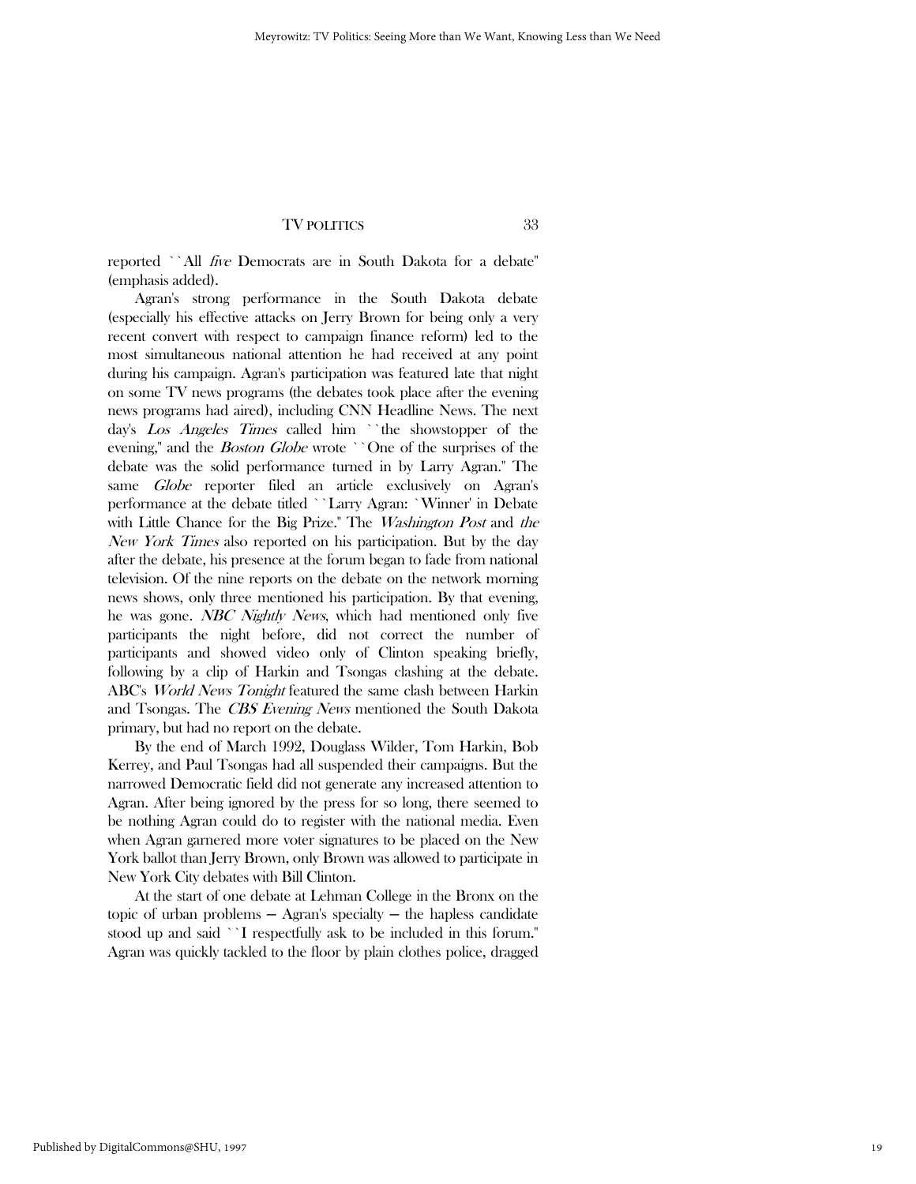reported ``All *five* Democrats are in South Dakota for a debate'' (emphasis added).

Agran's strong performance in the South Dakota debate (especially his effective attacks on Jerry Brown for being only a very recent convert with respect to campaign finance reform) led to the most simultaneous national attention he had received at any point during his campaign. Agran's participation was featured late that night on some TV news programs (the debates took place after the evening news programs had aired), including CNN Headline News. The next day's *Los Angeles Times* called him ``the showstopper of the evening,'' and the *Boston Globe* wrote ``One of the surprises of the debate was the solid performance turned in by Larry Agran.'' The same *Globe* reporter filed an article exclusively on Agran's performance at the debate titled ``Larry Agran: `Winner' in Debate with Little Chance for the Big Prize.'' The *Washington Post* and *the New York Times* also reported on his participation. But by the day after the debate, his presence at the forum began to fade from national television. Of the nine reports on the debate on the network morning news shows, only three mentioned his participation. By that evening, he was gone. *NBC Nightly News*, which had mentioned only five participants the night before, did not correct the number of participants and showed video only of Clinton speaking briefly, following by a clip of Harkin and Tsongas clashing at the debate. ABC's *World News Tonight* featured the same clash between Harkin and Tsongas. The *CBS Evening News* mentioned the South Dakota primary, but had no report on the debate.

By the end of March 1992, Douglass Wilder, Tom Harkin, Bob Kerrey, and Paul Tsongas had all suspended their campaigns. But the narrowed Democratic field did not generate any increased attention to Agran. After being ignored by the press for so long, there seemed to be nothing Agran could do to register with the national media. Even when Agran garnered more voter signatures to be placed on the New York ballot than Jerry Brown, only Brown was allowed to participate in New York City debates with Bill Clinton.

At the start of one debate at Lehman College in the Bronx on the topic of urban problems — Agran's specialty — the hapless candidate stood up and said ``I respectfully ask to be included in this forum.'' Agran was quickly tackled to the floor by plain clothes police, dragged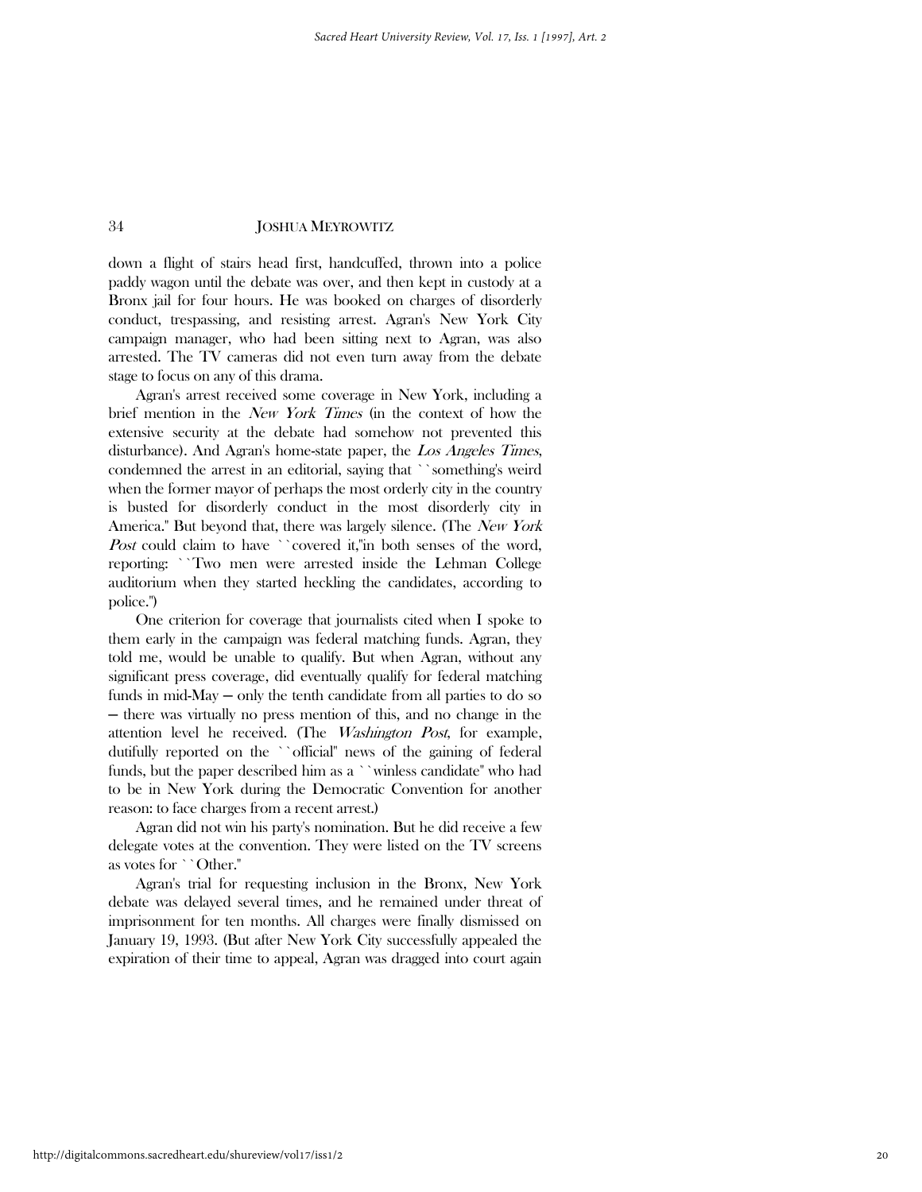down a flight of stairs head first, handcuffed, thrown into a police paddy wagon until the debate was over, and then kept in custody at a Bronx jail for four hours. He was booked on charges of disorderly conduct, trespassing, and resisting arrest. Agran's New York City campaign manager, who had been sitting next to Agran, was also arrested. The TV cameras did not even turn away from the debate stage to focus on any of this drama.

Agran's arrest received some coverage in New York, including a brief mention in the *New York Times* (in the context of how the extensive security at the debate had somehow not prevented this disturbance). And Agran's home-state paper, the *Los Angeles Times*, condemned the arrest in an editorial, saying that ``something's weird when the former mayor of perhaps the most orderly city in the country is busted for disorderly conduct in the most disorderly city in America.'' But beyond that, there was largely silence. (The *New York Post* could claim to have ``covered it,''in both senses of the word, reporting: ``Two men were arrested inside the Lehman College auditorium when they started heckling the candidates, according to police.'')

One criterion for coverage that journalists cited when I spoke to them early in the campaign was federal matching funds. Agran, they told me, would be unable to qualify. But when Agran, without any significant press coverage, did eventually qualify for federal matching funds in mid-May — only the tenth candidate from all parties to do so — there was virtually no press mention of this, and no change in the attention level he received. (The *Washington Post*, for example, dutifully reported on the ``official'' news of the gaining of federal funds, but the paper described him as a ``winless candidate'' who had to be in New York during the Democratic Convention for another reason: to face charges from a recent arrest.)

Agran did not win his party's nomination. But he did receive a few delegate votes at the convention. They were listed on the TV screens as votes for ``Other.''

Agran's trial for requesting inclusion in the Bronx, New York debate was delayed several times, and he remained under threat of imprisonment for ten months. All charges were finally dismissed on January 19, 1993. (But after New York City successfully appealed the expiration of their time to appeal, Agran was dragged into court again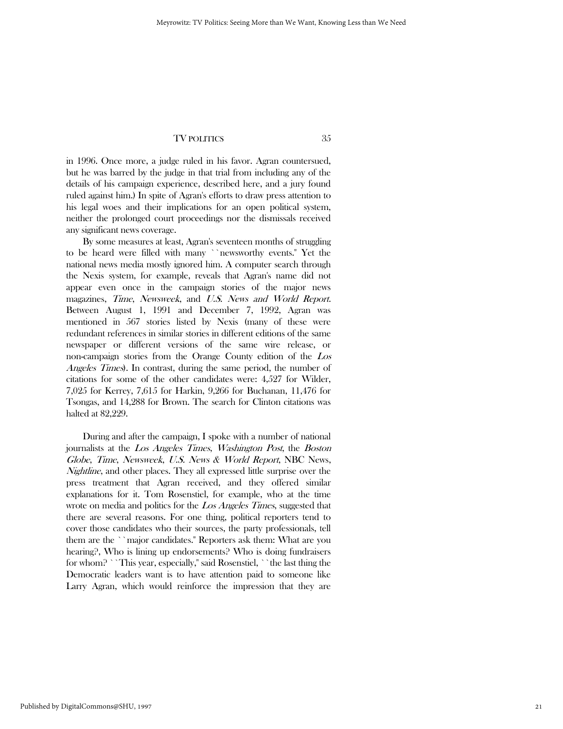in 1996. Once more, a judge ruled in his favor. Agran countersued, but he was barred by the judge in that trial from including any of the details of his campaign experience, described here, and a jury found ruled against him.) In spite of Agran's efforts to draw press attention to his legal woes and their implications for an open political system, neither the prolonged court proceedings nor the dismissals received any significant news coverage.

By some measures at least, Agran's seventeen months of struggling to be heard were filled with many ``newsworthy events.'' Yet the national news media mostly ignored him. A computer search through the Nexis system, for example, reveals that Agran's name did not appear even once in the campaign stories of the major news magazines, *Time*, *Newsweek*, and *U.S. News and World Report*. Between August 1, 1991 and December 7, 1992, Agran was mentioned in 567 stories listed by Nexis (many of these were redundant references in similar stories in different editions of the same newspaper or different versions of the same wire release, or non-campaign stories from the Orange County edition of the *Los Angeles Times*). In contrast, during the same period, the number of citations for some of the other candidates were: 4,527 for Wilder, 7,025 for Kerrey, 7,615 for Harkin, 9,266 for Buchanan, 11,476 for Tsongas, and 14,288 for Brown. The search for Clinton citations was halted at 82,229.

During and after the campaign, I spoke with a number of national journalists at the *Los Angeles Times*, *Washington Post*, the *Boston Globe*, *Time*, *Newsweek*, *U.S. News & World Report*, NBC News, *Nightline*, and other places. They all expressed little surprise over the press treatment that Agran received, and they offered similar explanations for it. Tom Rosenstiel, for example, who at the time wrote on media and politics for the *Los Angeles Times*, suggested that there are several reasons. For one thing, political reporters tend to cover those candidates who their sources, the party professionals, tell them are the ``major candidates.'' Reporters ask them: What are you hearing?, Who is lining up endorsements? Who is doing fundraisers for whom? ``This year, especially,'' said Rosenstiel, ``the last thing the Democratic leaders want is to have attention paid to someone like Larry Agran, which would reinforce the impression that they are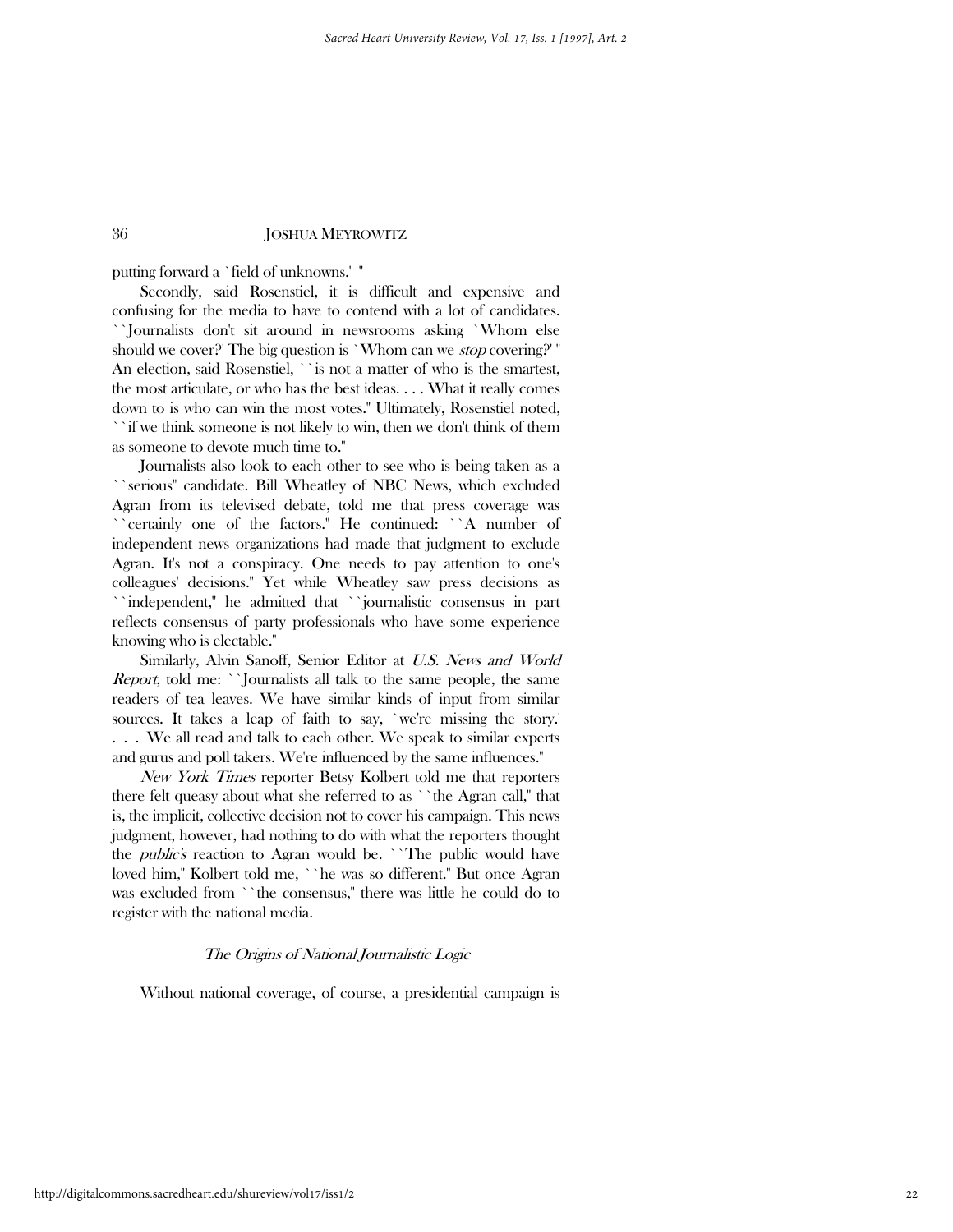putting forward a `field of unknowns.' "

Secondly, said Rosenstiel, it is difficult and expensive and confusing for the media to have to contend with a lot of candidates. ``Journalists don't sit around in newsrooms asking `Whom else should we cover?' The big question is `Whom can we *stop* covering?' " An election, said Rosenstiel, ``is not a matter of who is the smartest, the most articulate, or who has the best ideas. . . . What it really comes down to is who can win the most votes." Ultimately, Rosenstiel noted, ``if we think someone is not likely to win, then we don't think of them as someone to devote much time to."

Journalists also look to each other to see who is being taken as a ``serious" candidate. Bill Wheatley of NBC News, which excluded Agran from its televised debate, told me that press coverage was ``certainly one of the factors." He continued: ``A number of independent news organizations had made that judgment to exclude Agran. It's not a conspiracy. One needs to pay attention to one's colleagues' decisions." Yet while Wheatley saw press decisions as ``independent," he admitted that ``journalistic consensus in part reflects consensus of party professionals who have some experience knowing who is electable."

Similarly, Alvin Sanoff, Senior Editor at *U.S. News and World Report*, told me: ``Journalists all talk to the same people, the same readers of tea leaves. We have similar kinds of input from similar sources. It takes a leap of faith to say, `we're missing the story.' . . . We all read and talk to each other. We speak to similar experts and gurus and poll takers. We're influenced by the same influences."

*New York Times* reporter Betsy Kolbert told me that reporters there felt queasy about what she referred to as ``the Agran call," that is, the implicit, collective decision not to cover his campaign. This news judgment, however, had nothing to do with what the reporters thought the *public's* reaction to Agran would be. ``The public would have loved him," Kolbert told me, ``he was so different." But once Agran was excluded from ``the consensus," there was little he could do to register with the national media.

### *The Origins of National Journalistic Logic*

Without national coverage, of course, a presidential campaign is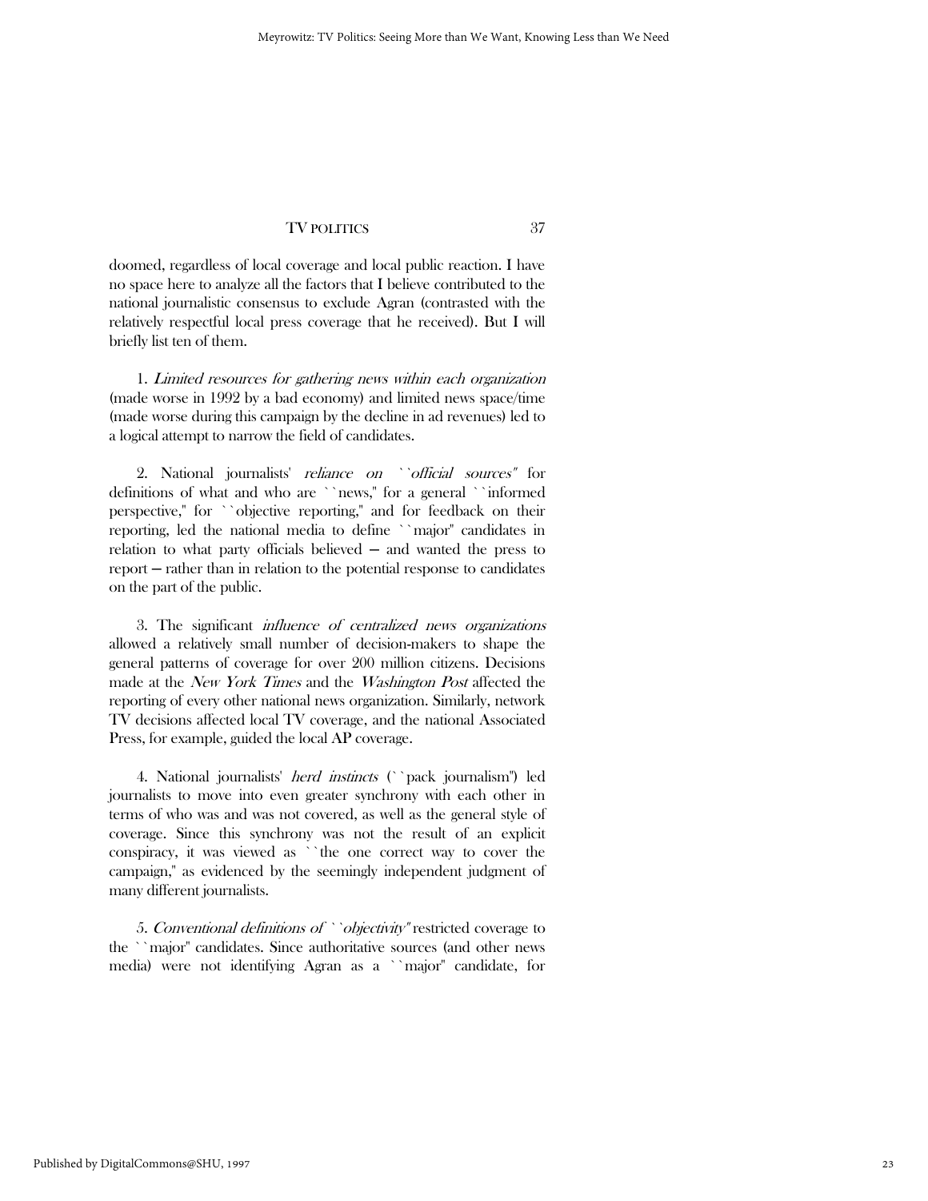doomed, regardless of local coverage and local public reaction. I have no space here to analyze all the factors that I believe contributed to the national journalistic consensus to exclude Agran (contrasted with the relatively respectful local press coverage that he received). But I will briefly list ten of them.

1. *Limited resources for gathering news within each organization* (made worse in 1992 by a bad economy) and limited news space/time (made worse during this campaign by the decline in ad revenues) led to a logical attempt to narrow the field of candidates.

2. National journalists' *reliance on ``official sources"* for definitions of what and who are ``news," for a general ``informed perspective," for ``objective reporting," and for feedback on their reporting, led the national media to define ``major" candidates in relation to what party officials believed — and wanted the press to report — rather than in relation to the potential response to candidates on the part of the public.

3. The significant *influence of centralized news organizations* allowed a relatively small number of decision-makers to shape the general patterns of coverage for over 200 million citizens. Decisions made at the *New York Times* and the *Washington Post* affected the reporting of every other national news organization. Similarly, network TV decisions affected local TV coverage, and the national Associated Press, for example, guided the local AP coverage.

4. National journalists' *herd instincts* (``pack journalism") led journalists to move into even greater synchrony with each other in terms of who was and was not covered, as well as the general style of coverage. Since this synchrony was not the result of an explicit conspiracy, it was viewed as ``the one correct way to cover the campaign," as evidenced by the seemingly independent judgment of many different journalists.

5. *Conventional definitions of ``objectivity"* restricted coverage to the ``major" candidates. Since authoritative sources (and other news media) were not identifying Agran as a ``major" candidate, for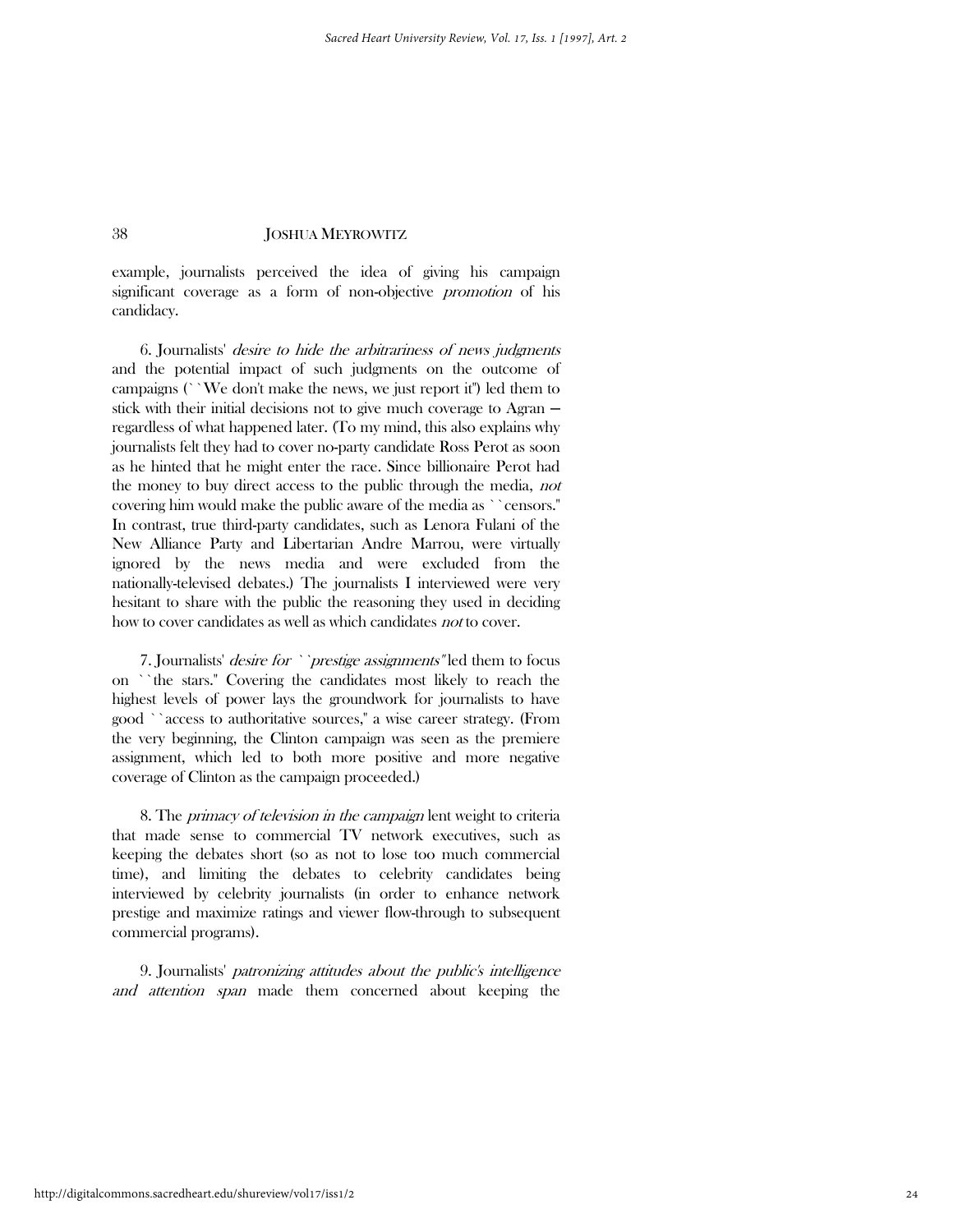example, journalists perceived the idea of giving his campaign significant coverage as a form of non-objective *promotion* of his candidacy.

6. Journalists' *desire to hide the arbitrariness of news judgments* and the potential impact of such judgments on the outcome of campaigns (``We don't make the news, we just report it'') led them to stick with their initial decisions not to give much coverage to Agran — regardless of what happened later. (To my mind, this also explains why journalists felt they had to cover no-party candidate Ross Perot as soon as he hinted that he might enter the race. Since billionaire Perot had the money to buy direct access to the public through the media, *not* covering him would make the public aware of the media as ``censors.'' In contrast, true third-party candidates, such as Lenora Fulani of the New Alliance Party and Libertarian Andre Marrou, were virtually ignored by the news media and were excluded from the nationally-televised debates.) The journalists I interviewed were very hesitant to share with the public the reasoning they used in deciding how to cover candidates as well as which candidates *not* to cover.

7. Journalists' *desire for ``prestige assignments''* led them to focus on ``the stars.'' Covering the candidates most likely to reach the highest levels of power lays the groundwork for journalists to have good ``access to authoritative sources,'' a wise career strategy. (From the very beginning, the Clinton campaign was seen as the premiere assignment, which led to both more positive and more negative coverage of Clinton as the campaign proceeded.)

8. The *primacy of television in the campaign* lent weight to criteria that made sense to commercial TV network executives, such as keeping the debates short (so as not to lose too much commercial time), and limiting the debates to celebrity candidates being interviewed by celebrity journalists (in order to enhance network prestige and maximize ratings and viewer flow-through to subsequent commercial programs).

9. Journalists' *patronizing attitudes about the public's intelligence and attention span* made them concerned about keeping the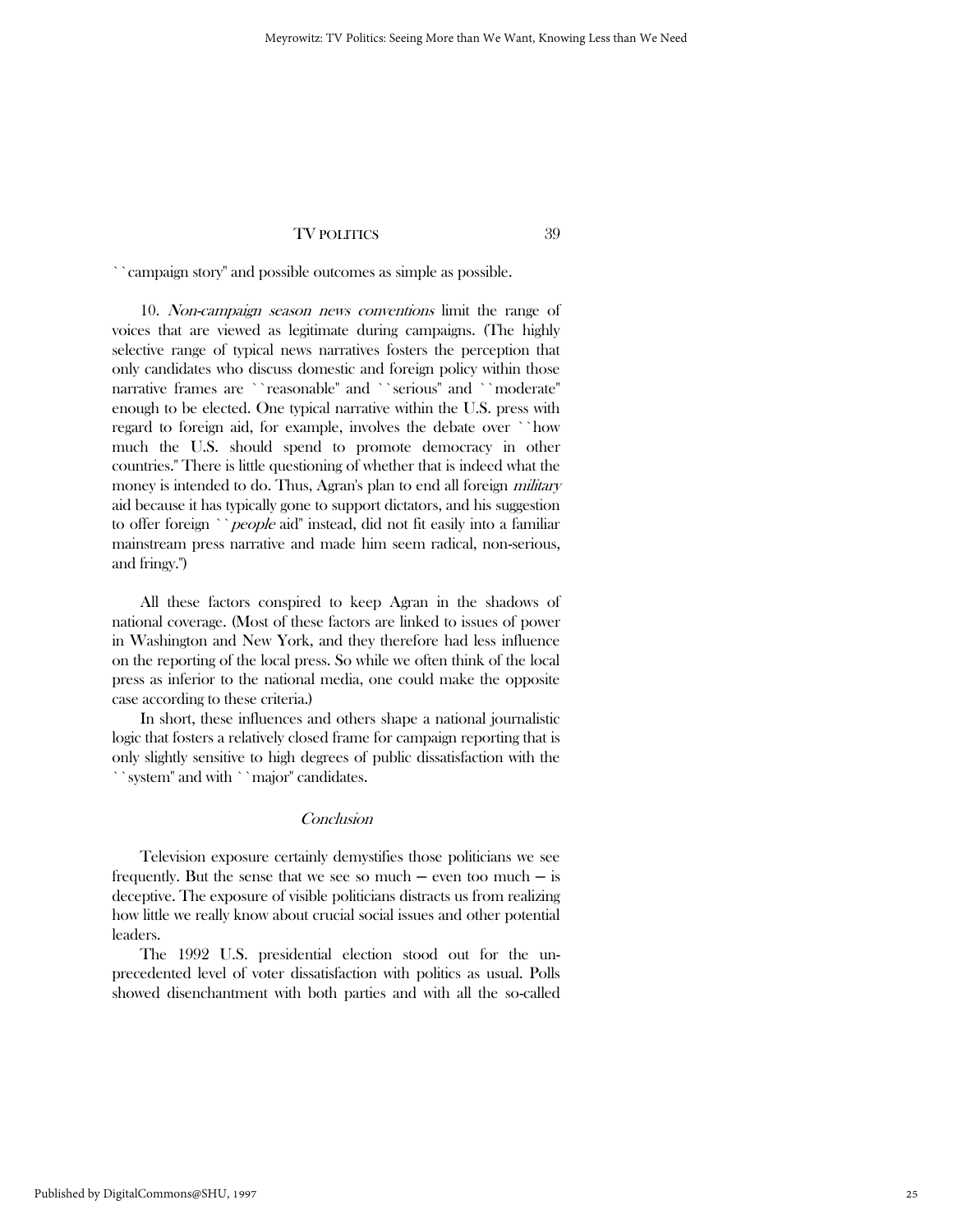``campaign story'' and possible outcomes as simple as possible.

10. *Non-campaign season news conventions* limit the range of voices that are viewed as legitimate during campaigns. (The highly selective range of typical news narratives fosters the perception that only candidates who discuss domestic and foreign policy within those narrative frames are ``reasonable'' and ``serious'' and ``moderate'' enough to be elected. One typical narrative within the U.S. press with regard to foreign aid, for example, involves the debate over ``how much the U.S. should spend to promote democracy in other countries.'' There is little questioning of whether that is indeed what the money is intended to do. Thus, Agran's plan to end all foreign *military* aid because it has typically gone to support dictators, and his suggestion to offer foreign ``*people* aid'' instead, did not fit easily into a familiar mainstream press narrative and made him seem radical, non-serious, and fringy.'')

All these factors conspired to keep Agran in the shadows of national coverage. (Most of these factors are linked to issues of power in Washington and New York, and they therefore had less influence on the reporting of the local press. So while we often think of the local press as inferior to the national media, one could make the opposite case according to these criteria.)

In short, these influences and others shape a national journalistic logic that fosters a relatively closed frame for campaign reporting that is only slightly sensitive to high degrees of public dissatisfaction with the ``system'' and with ``major'' candidates.

## *Conclusion*

Television exposure certainly demystifies those politicians we see frequently. But the sense that we see so much — even too much — is deceptive. The exposure of visible politicians distracts us from realizing how little we really know about crucial social issues and other potential leaders.

The 1992 U.S. presidential election stood out for the unprecedented level of voter dissatisfaction with politics as usual. Polls showed disenchantment with both parties and with all the so-called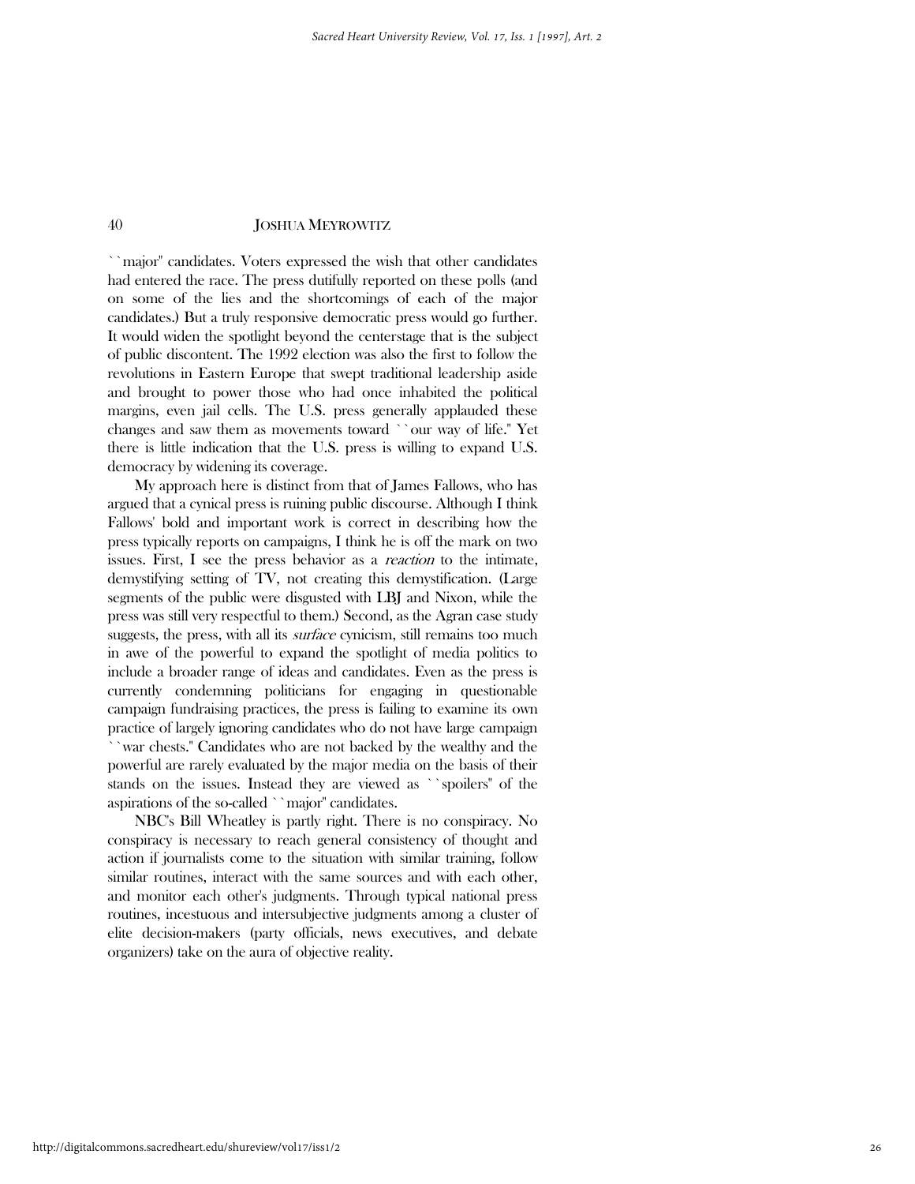``major'' candidates. Voters expressed the wish that other candidates had entered the race. The press dutifully reported on these polls (and on some of the lies and the shortcomings of each of the major candidates.) But a truly responsive democratic press would go further. It would widen the spotlight beyond the centerstage that is the subject of public discontent. The 1992 election was also the first to follow the revolutions in Eastern Europe that swept traditional leadership aside and brought to power those who had once inhabited the political margins, even jail cells. The U.S. press generally applauded these changes and saw them as movements toward ``our way of life.'' Yet there is little indication that the U.S. press is willing to expand U.S. democracy by widening its coverage.

My approach here is distinct from that of James Fallows, who has argued that a cynical press is ruining public discourse. Although I think Fallows' bold and important work is correct in describing how the press typically reports on campaigns, I think he is off the mark on two issues. First, I see the press behavior as a *reaction* to the intimate, demystifying setting of TV, not creating this demystification. (Large segments of the public were disgusted with LBJ and Nixon, while the press was still very respectful to them.) Second, as the Agran case study suggests, the press, with all its *surface* cynicism, still remains too much in awe of the powerful to expand the spotlight of media politics to include a broader range of ideas and candidates. Even as the press is currently condemning politicians for engaging in questionable campaign fundraising practices, the press is failing to examine its own practice of largely ignoring candidates who do not have large campaign ``war chests.'' Candidates who are not backed by the wealthy and the powerful are rarely evaluated by the major media on the basis of their stands on the issues. Instead they are viewed as ``spoilers'' of the aspirations of the so-called ``major'' candidates.

NBC's Bill Wheatley is partly right. There is no conspiracy. No conspiracy is necessary to reach general consistency of thought and action if journalists come to the situation with similar training, follow similar routines, interact with the same sources and with each other, and monitor each other's judgments. Through typical national press routines, incestuous and intersubjective judgments among a cluster of elite decision-makers (party officials, news executives, and debate organizers) take on the aura of objective reality.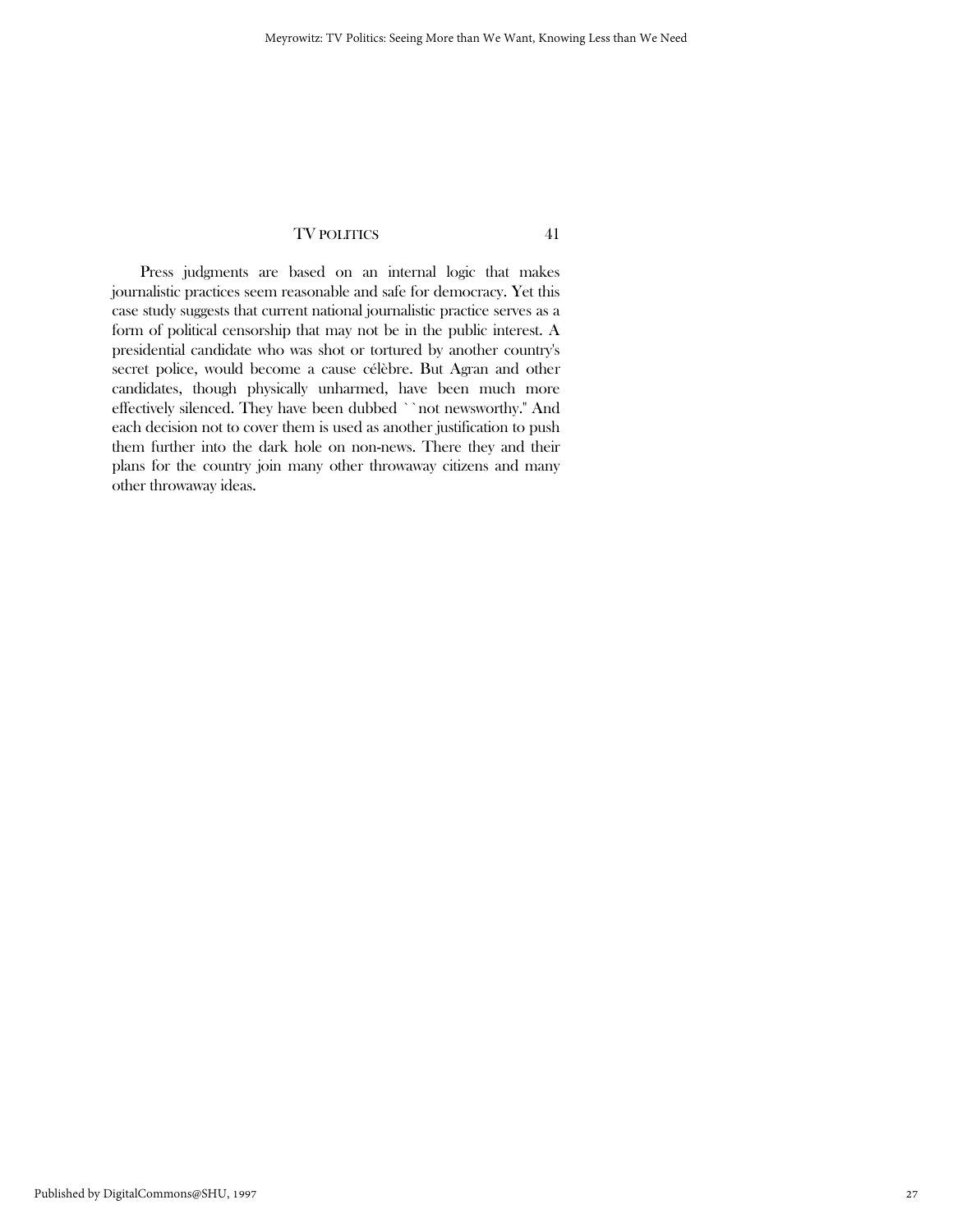Press judgments are based on an internal logic that makes journalistic practices seem reasonable and safe for democracy. Yet this case study suggests that current national journalistic practice serves as a form of political censorship that may not be in the public interest. A presidential candidate who was shot or tortured by another country's secret police, would become a cause célèbre. But Agran and other candidates, though physically unharmed, have been much more effectively silenced. They have been dubbed ``not newsworthy.'' And each decision not to cover them is used as another justification to push them further into the dark hole on non-news. There they and their plans for the country join many other throwaway citizens and many other throwaway ideas.